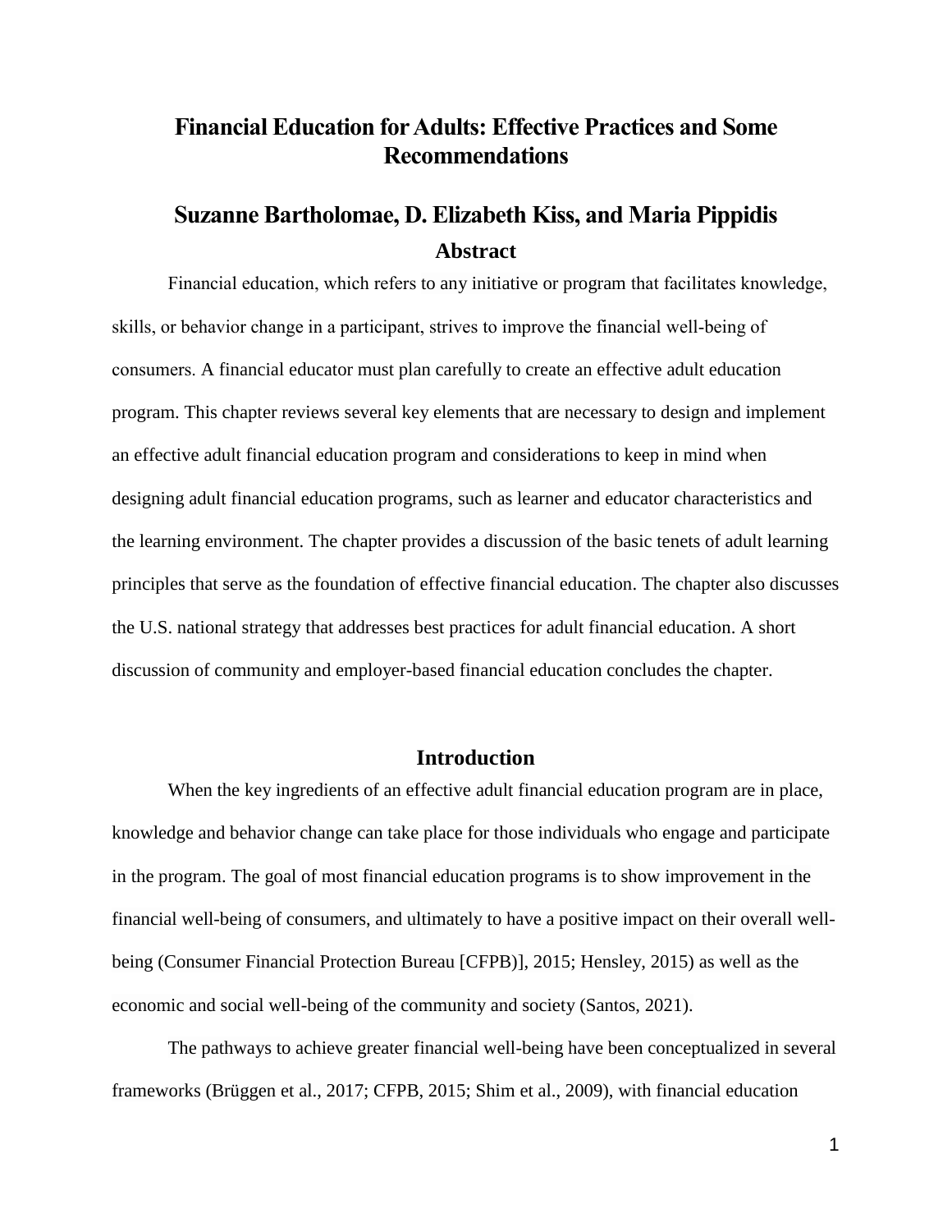# Financial Education for Adults: Effective Practices and Some Recommendations

## Suzanne Bartholomae, D. Elizabeth Kiss, and Maria Pippidis

### Abstract

Financial education, which refers to any initiative or program that facilitates knowledge, skills, or behavior change in a participant, strives to improve the financial well-being of consumers. A financial educator must plan carefully to create an effective adult education program. This chapter reviews several key elements that are necessary to design and implement an effective adult financial education program and considerations to keep in mind when designing adult financial education programs, such as learner and educator characteristics and the learning environment. The chapter provides a discussion of the basic tenets of adult learning principles that serve as the foundation of effective financial education. The chapter also discusses the U.S. national strategy that addresses best practices for adult financial education. A short discussion of community and employer-based financial education concludes the chapter.

## Introduction

When the key ingredients of an effective adult financial education program are in place, knowledge and behavior change can take place for those individuals who engage and participate in the program. The goal of most financial education programs is to show improvement in the financial well-being of consumers, and ultimately to have a positive impact on their overall well-being (Consumer Financial Protection Bureau [CFPB)], 2015; Hensley, 2015) as well as the economic and social well-being of the community and society (Santos, 2021).

The pathways to achieve greater financial well-being have been conceptualized in several frameworks (Brüggen et al., 2017; CFPB, 2015; Shim et al., 2009), with financial education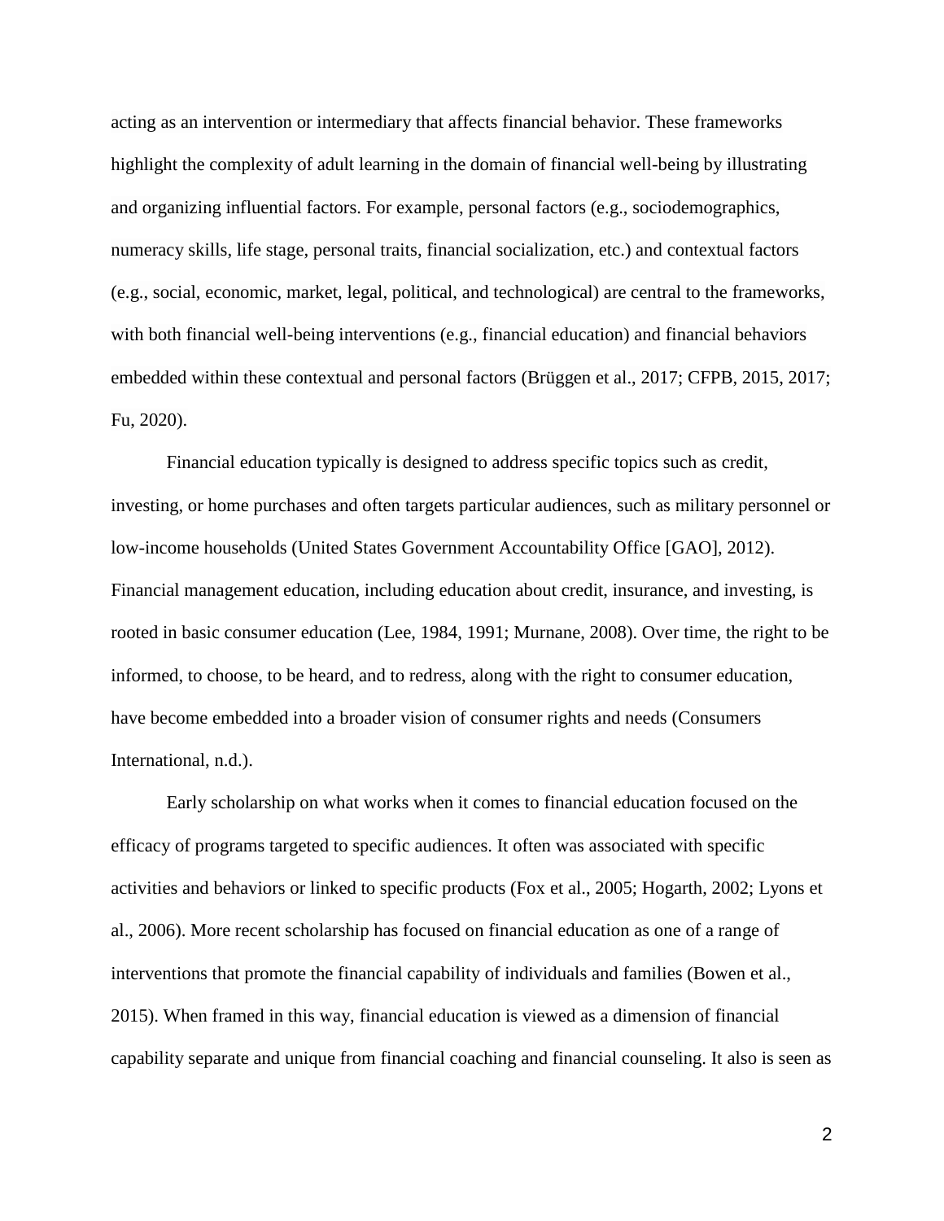acting as an intervention or intermediary that affects financial behavior. These frameworks highlight the complexity of adult learning in the domain of financial well-being by illustrating and organizing influential factors. For example, personal factors (e.g., sociodemographics, numeracy skills, life stage, personal traits, financial socialization, etc.) and contextual factors (e.g., social, economic, market, legal, political, and technological) are central to the frameworks, with both financial well-being interventions (e.g., financial education) and financial behaviors embedded within these contextual and personal factors (Brüggen et al., 2017; CFPB, 2015, 2017; Fu, 2020).

Financial education typically is designed to address specific topics such as credit, investing, or home purchases and often targets particular audiences, such as military personnel or low-income households (United States Government Accountability Office [GAO], 2012). Financial management education, including education about credit, insurance, and investing, is rooted in basic consumer education (Lee, 1984, 1991; Murnane, 2008). Over time, the right to be informed, to choose, to be heard, and to redress, along with the right to consumer education, have become embedded into a broader vision of consumer rights and needs (Consumers International, n.d.).

Early scholarship on what works when it comes to financial education focused on the efficacy of programs targeted to specific audiences. It often was associated with specific activities and behaviors or linked to specific products (Fox et al., 2005; Hogarth, 2002; Lyons et al., 2006). More recent scholarship has focused on financial education as one of a range of interventions that promote the financial capability of individuals and families (Bowen et al., 2015). When framed in this way, financial education is viewed as a dimension of financial capability separate and unique from financial coaching and financial counseling. It also is seen as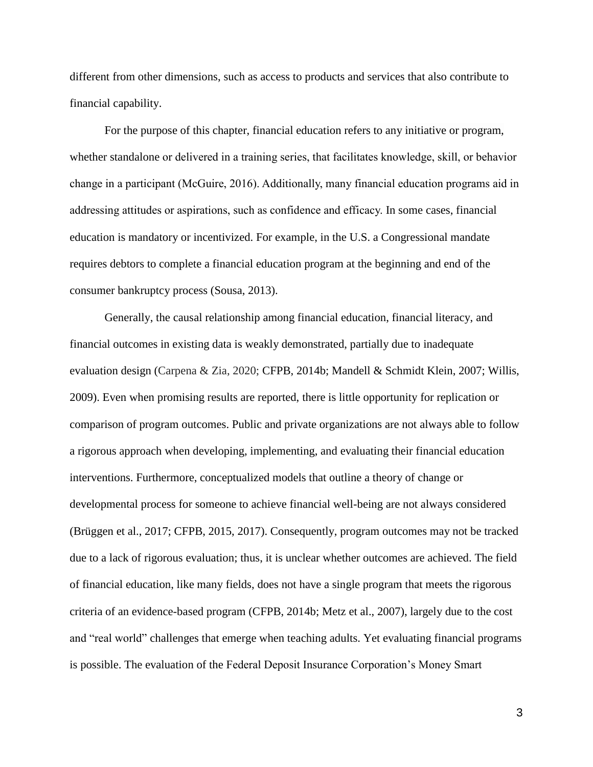different from other dimensions, such as access to products and services that also contribute to financial capability.

For the purpose of this chapter, financial education refers to any initiative or program, whether standalone or delivered in a training series, that facilitates knowledge, skill, or behavior change in a participant (McGuire, 2016). Additionally, many financial education programs aid in addressing attitudes or aspirations, such as confidence and efficacy. In some cases, financial education is mandatory or incentivized. For example, in the U.S. a Congressional mandate requires debtors to complete a financial education program at the beginning and end of the consumer bankruptcy process (Sousa, 2013).

Generally, the causal relationship among financial education, financial literacy, and financial outcomes in existing data is weakly demonstrated, partially due to inadequate evaluation design (Carpena & Zia, 2020; CFPB, 2014b; Mandell & Schmidt Klein, 2007; Willis, 2009). Even when promising results are reported, there is little opportunity for replication or comparison of program outcomes. Public and private organizations are not always able to follow a rigorous approach when developing, implementing, and evaluating their financial education interventions. Furthermore, conceptualized models that outline a theory of change or developmental process for someone to achieve financial well-being are not always considered (Brüggen et al., 2017; CFPB, 2015, 2017). Consequently, program outcomes may not be tracked due to a lack of rigorous evaluation; thus, it is unclear whether outcomes are achieved. The field of financial education, like many fields, does not have a single program that meets the rigorous criteria of an evidence-based program (CFPB, 2014b; Metz et al., 2007), largely due to the cost and "real world" challenges that emerge when teaching adults. Yet evaluating financial programs is possible. The evaluation of the Federal Deposit Insurance Corporation's Money Smart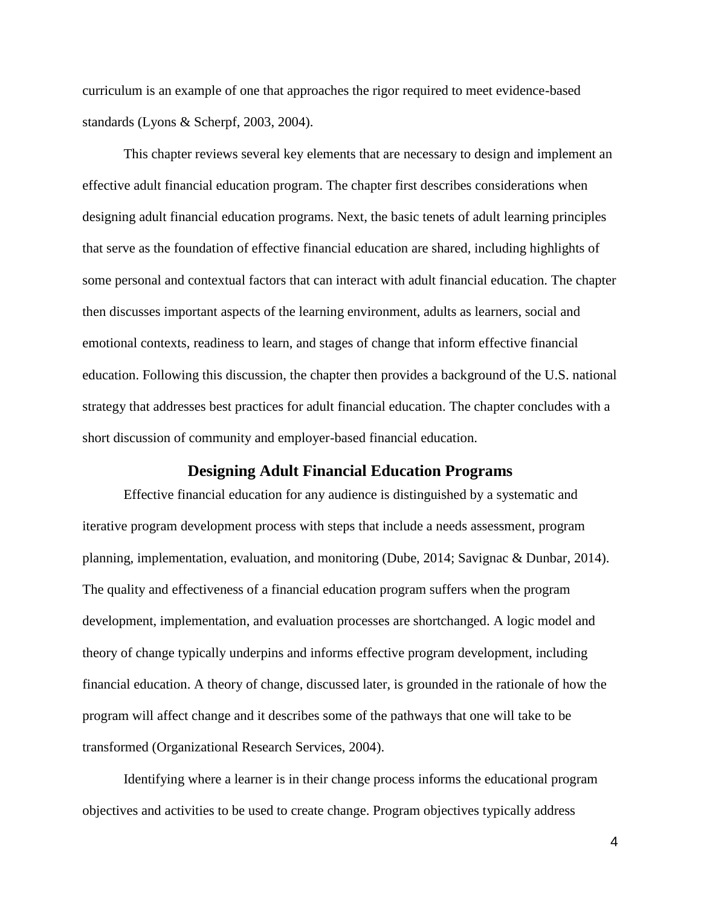curriculum is an example of one that approaches the rigor required to meet evidence-based standards (Lyons & Scherpf, 2003, 2004).

This chapter reviews several key elements that are necessary to design and implement an effective adult financial education program. The chapter first describes considerations when designing adult financial education programs. Next, the basic tenets of adult learning principles that serve as the foundation of effective financial education are shared, including highlights of some personal and contextual factors that can interact with adult financial education. The chapter then discusses important aspects of the learning environment, adults as learners, social and emotional contexts, readiness to learn, and stages of change that inform effective financial education. Following this discussion, the chapter then provides a background of the U.S. national strategy that addresses best practices for adult financial education. The chapter concludes with a short discussion of community and employer-based financial education.

## Designing Adult Financial Education Programs

Effective financial education for any audience is distinguished by a systematic and iterative program development process with steps that include a needs assessment, program planning, implementation, evaluation, and monitoring (Dube, 2014; Savignac & Dunbar, 2014). The quality and effectiveness of a financial education program suffers when the program development, implementation, and evaluation processes are shortchanged. A logic model and theory of change typically underpins and informs effective program development, including financial education. A theory of change, discussed later, is grounded in the rationale of how the program will affect change and it describes some of the pathways that one will take to be transformed (Organizational Research Services, 2004).

Identifying where a learner is in their change process informs the educational program objectives and activities to be used to create change. Program objectives typically address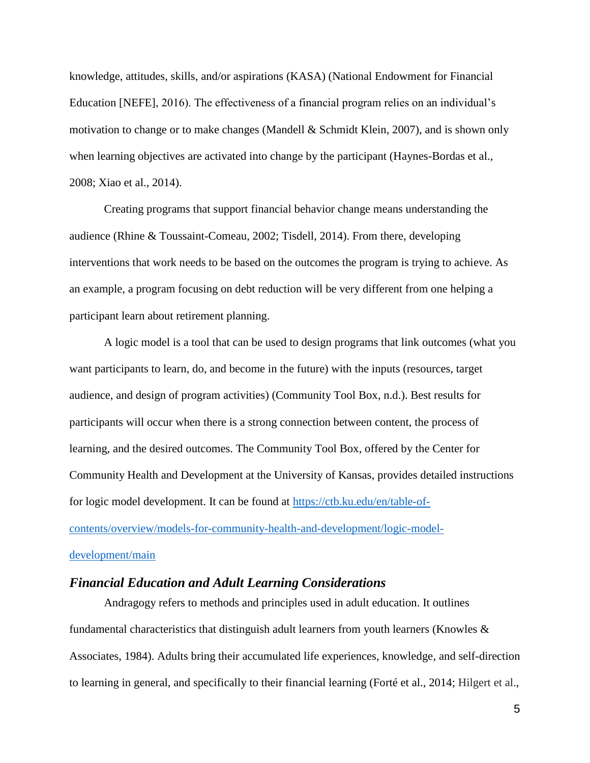knowledge, attitudes, skills, and/or aspirations (KASA) (National Endowment for Financial Education [NEFE], 2016). The effectiveness of a financial program relies on an individual's motivation to change or to make changes (Mandell & Schmidt Klein, 2007), and is shown only when learning objectives are activated into change by the participant (Haynes-Bordas et al., 2008; Xiao et al., 2014).

Creating programs that support financial behavior change means understanding the audience (Rhine & Toussaint-Comeau, 2002; Tisdell, 2014). From there, developing interventions that work needs to be based on the outcomes the program is trying to achieve. As an example, a program focusing on debt reduction will be very different from one helping a participant learn about retirement planning.

A logic model is a tool that can be used to design programs that link outcomes (what you want participants to learn, do, and become in the future) with the inputs (resources, target audience, and design of program activities) (Community Tool Box, n.d.). Best results for participants will occur when there is a strong connection between content, the process of learning, and the desired outcomes. The Community Tool Box, offered by the Center for Community Health and Development at the University of Kansas, provides detailed instructions for logic model development. It can be found at [https://ctb.ku.edu/en/table-of-contents/overview/models-for-community-health-and-development/logic-model-development/main](https://ctb.ku.edu/en/table-of-contents/overview/models-for-community-health-and-development/logic-model-development/main)

### *Financial Education and Adult Learning Considerations*

Andragogy refers to methods and principles used in adult education. It outlines fundamental characteristics that distinguish adult learners from youth learners (Knowles & Associates, 1984). Adults bring their accumulated life experiences, knowledge, and self-direction to learning in general, and specifically to their financial learning (Forté et al., 2014; Hilgert et al.,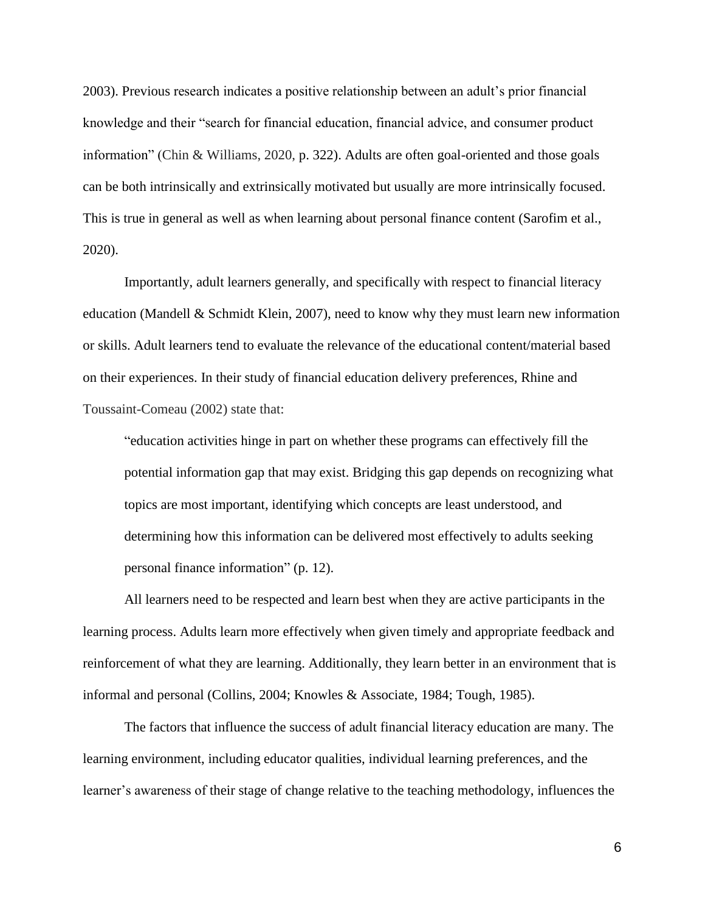2003). Previous research indicates a positive relationship between an adult's prior financial knowledge and their "search for financial education, financial advice, and consumer product information" (Chin & Williams, 2020, p. 322). Adults are often goal-oriented and those goals can be both intrinsically and extrinsically motivated but usually are more intrinsically focused. This is true in general as well as when learning about personal finance content (Sarofim et al., 2020).

Importantly, adult learners generally, and specifically with respect to financial literacy education (Mandell & Schmidt Klein, 2007), need to know why they must learn new information or skills. Adult learners tend to evaluate the relevance of the educational content/material based on their experiences. In their study of financial education delivery preferences, Rhine and Toussaint-Comeau (2002) state that:

> "education activities hinge in part on whether these programs can effectively fill the potential information gap that may exist. Bridging this gap depends on recognizing what topics are most important, identifying which concepts are least understood, and determining how this information can be delivered most effectively to adults seeking personal finance information" (p. 12).

All learners need to be respected and learn best when they are active participants in the learning process. Adults learn more effectively when given timely and appropriate feedback and reinforcement of what they are learning. Additionally, they learn better in an environment that is informal and personal (Collins, 2004; Knowles & Associate, 1984; Tough, 1985).

The factors that influence the success of adult financial literacy education are many. The learning environment, including educator qualities, individual learning preferences, and the learner's awareness of their stage of change relative to the teaching methodology, influences the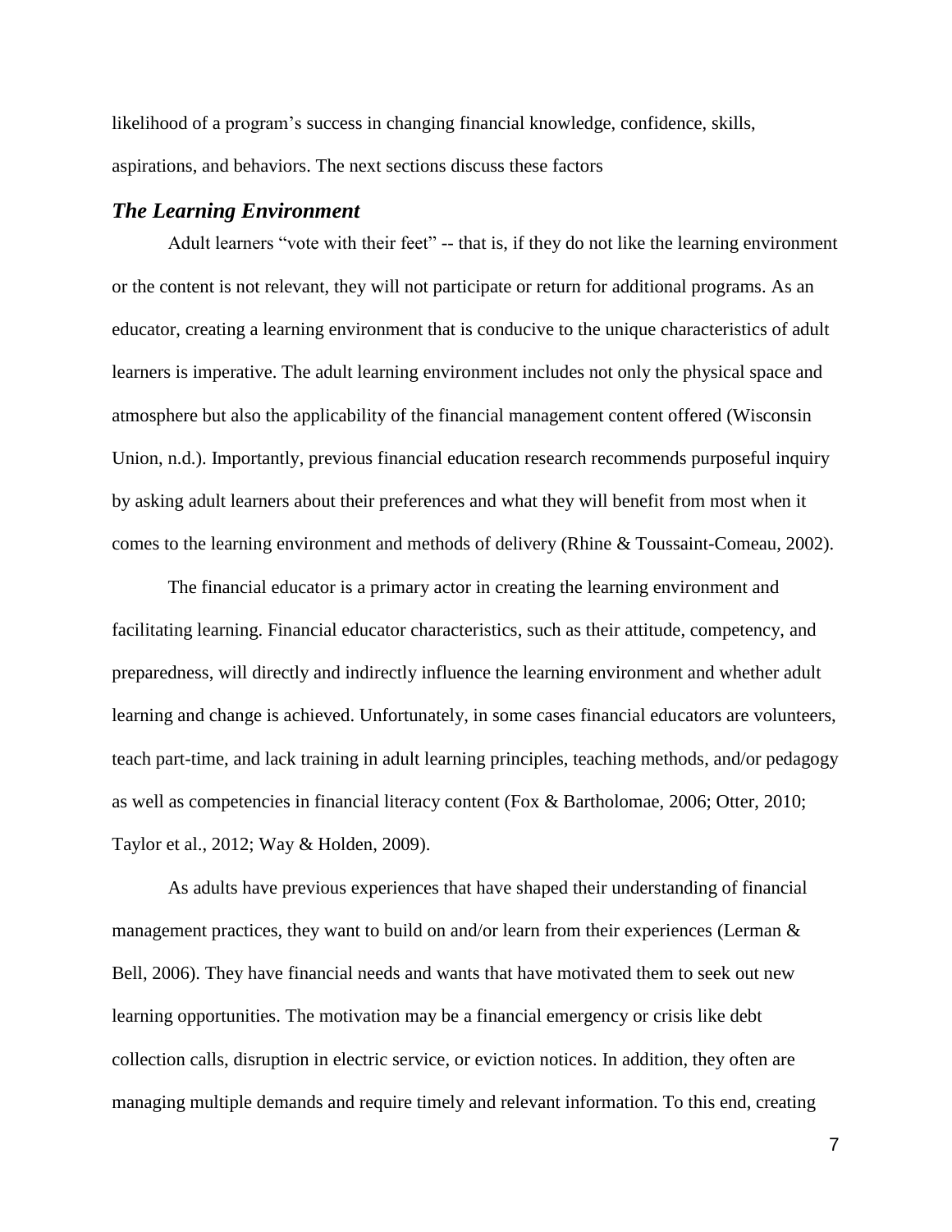likelihood of a program's success in changing financial knowledge, confidence, skills, aspirations, and behaviors. The next sections discuss these factors

### *The Learning Environment*

Adult learners "vote with their feet" -- that is, if they do not like the learning environment or the content is not relevant, they will not participate or return for additional programs. As an educator, creating a learning environment that is conducive to the unique characteristics of adult learners is imperative. The adult learning environment includes not only the physical space and atmosphere but also the applicability of the financial management content offered (Wisconsin Union, n.d.). Importantly, previous financial education research recommends purposeful inquiry by asking adult learners about their preferences and what they will benefit from most when it comes to the learning environment and methods of delivery (Rhine & Toussaint-Comeau, 2002).

The financial educator is a primary actor in creating the learning environment and facilitating learning. Financial educator characteristics, such as their attitude, competency, and preparedness, will directly and indirectly influence the learning environment and whether adult learning and change is achieved. Unfortunately, in some cases financial educators are volunteers, teach part-time, and lack training in adult learning principles, teaching methods, and/or pedagogy as well as competencies in financial literacy content (Fox & Bartholomae, 2006; Otter, 2010; Taylor et al., 2012; Way & Holden, 2009).

As adults have previous experiences that have shaped their understanding of financial management practices, they want to build on and/or learn from their experiences (Lerman & Bell, 2006). They have financial needs and wants that have motivated them to seek out new learning opportunities. The motivation may be a financial emergency or crisis like debt collection calls, disruption in electric service, or eviction notices. In addition, they often are managing multiple demands and require timely and relevant information. To this end, creating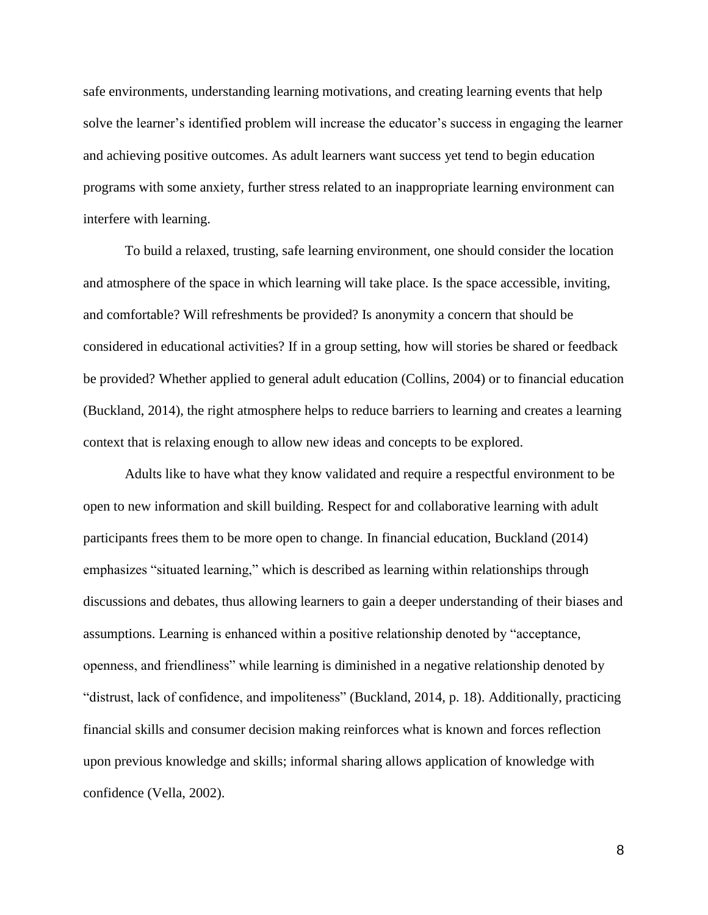safe environments, understanding learning motivations, and creating learning events that help solve the learner's identified problem will increase the educator's success in engaging the learner and achieving positive outcomes. As adult learners want success yet tend to begin education programs with some anxiety, further stress related to an inappropriate learning environment can interfere with learning.

To build a relaxed, trusting, safe learning environment, one should consider the location and atmosphere of the space in which learning will take place. Is the space accessible, inviting, and comfortable? Will refreshments be provided? Is anonymity a concern that should be considered in educational activities? If in a group setting, how will stories be shared or feedback be provided? Whether applied to general adult education (Collins, 2004) or to financial education (Buckland, 2014), the right atmosphere helps to reduce barriers to learning and creates a learning context that is relaxing enough to allow new ideas and concepts to be explored.

Adults like to have what they know validated and require a respectful environment to be open to new information and skill building. Respect for and collaborative learning with adult participants frees them to be more open to change. In financial education, Buckland (2014) emphasizes "situated learning," which is described as learning within relationships through discussions and debates, thus allowing learners to gain a deeper understanding of their biases and assumptions. Learning is enhanced within a positive relationship denoted by "acceptance, openness, and friendliness" while learning is diminished in a negative relationship denoted by "distrust, lack of confidence, and impoliteness" (Buckland, 2014, p. 18). Additionally, practicing financial skills and consumer decision making reinforces what is known and forces reflection upon previous knowledge and skills; informal sharing allows application of knowledge with confidence (Vella, 2002).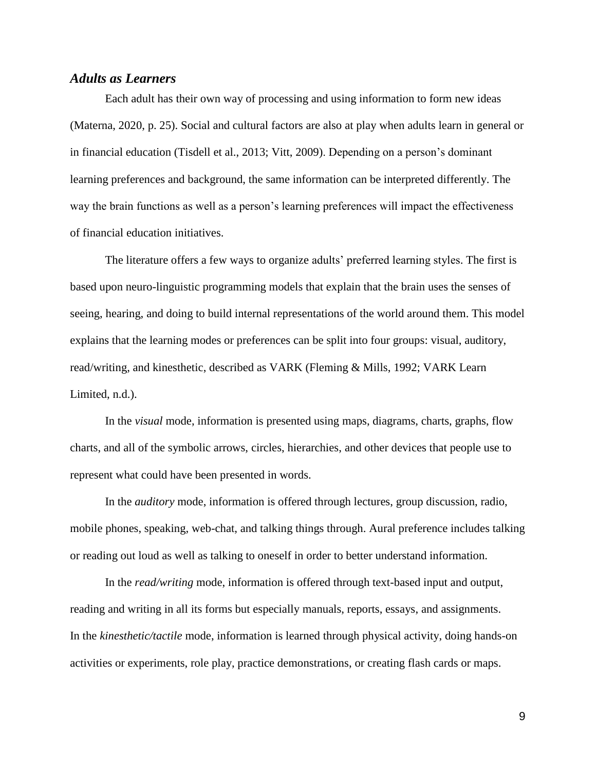### *Adults as Learners*

Each adult has their own way of processing and using information to form new ideas (Materna, 2020, p. 25). Social and cultural factors are also at play when adults learn in general or in financial education (Tisdell et al., 2013; Vitt, 2009). Depending on a person's dominant learning preferences and background, the same information can be interpreted differently. The way the brain functions as well as a person's learning preferences will impact the effectiveness of financial education initiatives.

The literature offers a few ways to organize adults' preferred learning styles. The first is based upon neuro-linguistic programming models that explain that the brain uses the senses of seeing, hearing, and doing to build internal representations of the world around them. This model explains that the learning modes or preferences can be split into four groups: visual, auditory, read/writing, and kinesthetic, described as VARK (Fleming & Mills, 1992; VARK Learn Limited, n.d.).

In the *visual* mode, information is presented using maps, diagrams, charts, graphs, flow charts, and all of the symbolic arrows, circles, hierarchies, and other devices that people use to represent what could have been presented in words.

In the *auditory* mode, information is offered through lectures, group discussion, radio, mobile phones, speaking, web-chat, and talking things through. Aural preference includes talking or reading out loud as well as talking to oneself in order to better understand information.

In the *read/writing* mode, information is offered through text-based input and output, reading and writing in all its forms but especially manuals, reports, essays, and assignments. In the *kinesthetic/tactile* mode, information is learned through physical activity, doing hands-on activities or experiments, role play, practice demonstrations, or creating flash cards or maps.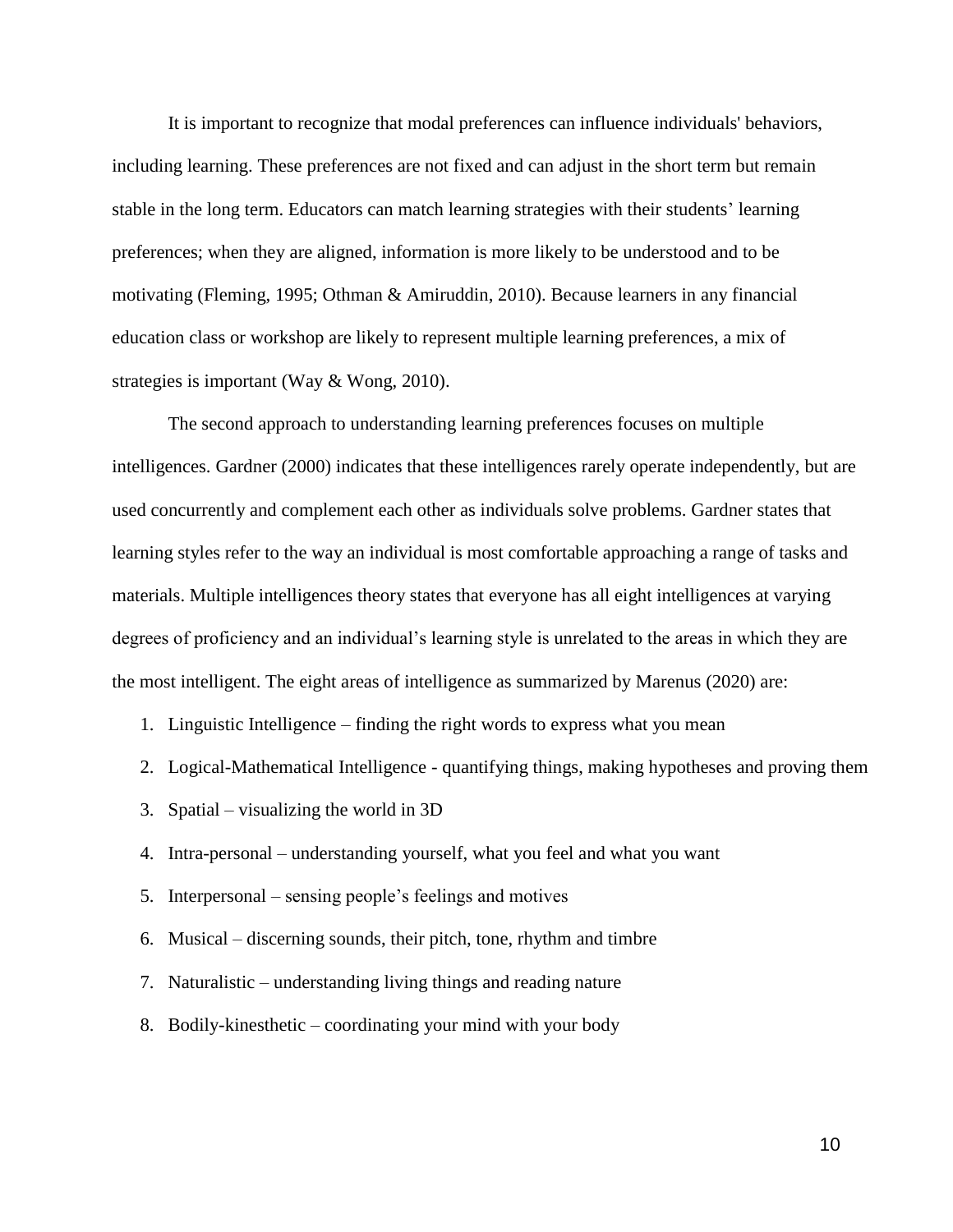It is important to recognize that modal preferences can influence individuals' behaviors, including learning. These preferences are not fixed and can adjust in the short term but remain stable in the long term. Educators can match learning strategies with their students' learning preferences; when they are aligned, information is more likely to be understood and to be motivating (Fleming, 1995; Othman & Amiruddin, 2010). Because learners in any financial education class or workshop are likely to represent multiple learning preferences, a mix of strategies is important (Way & Wong, 2010).

The second approach to understanding learning preferences focuses on multiple intelligences. Gardner (2000) indicates that these intelligences rarely operate independently, but are used concurrently and complement each other as individuals solve problems. Gardner states that learning styles refer to the way an individual is most comfortable approaching a range of tasks and materials. Multiple intelligences theory states that everyone has all eight intelligences at varying degrees of proficiency and an individual's learning style is unrelated to the areas in which they are the most intelligent. The eight areas of intelligence as summarized by Marenus (2020) are:

1. Linguistic Intelligence – finding the right words to express what you mean
2. Logical-Mathematical Intelligence - quantifying things, making hypotheses and proving them
3. Spatial – visualizing the world in 3D
4. Intra-personal – understanding yourself, what you feel and what you want
5. Interpersonal – sensing people's feelings and motives
6. Musical – discerning sounds, their pitch, tone, rhythm and timbre
7. Naturalistic – understanding living things and reading nature
8. Bodily-kinesthetic – coordinating your mind with your body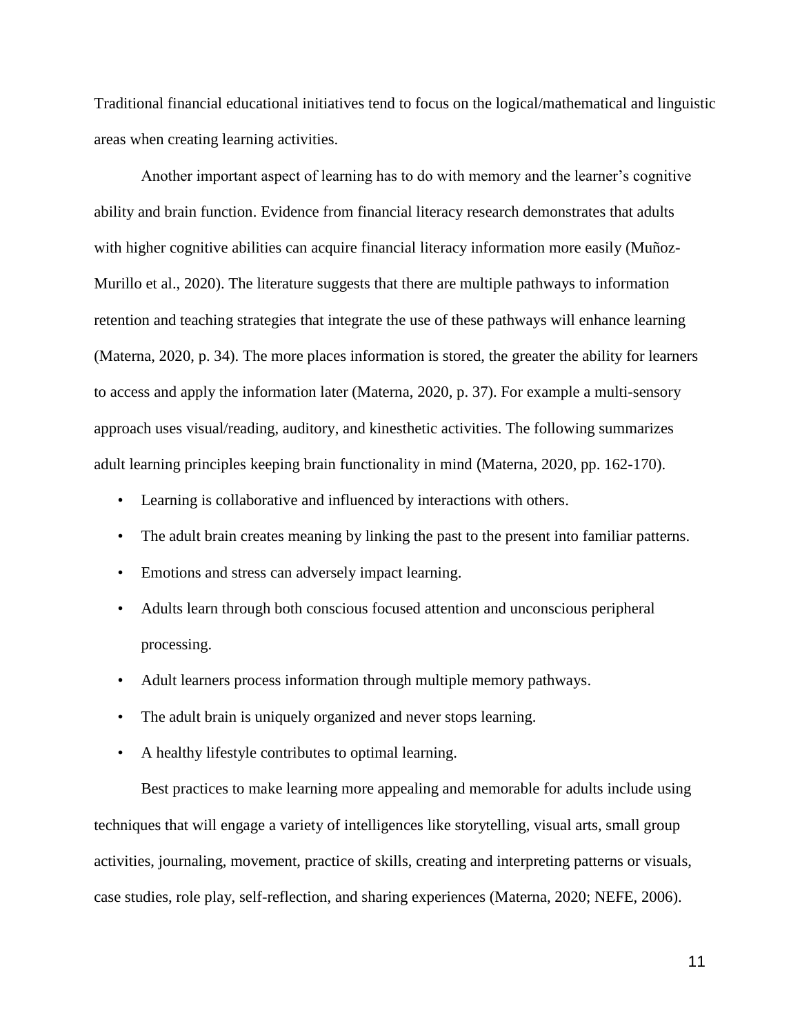Traditional financial educational initiatives tend to focus on the logical/mathematical and linguistic areas when creating learning activities.

Another important aspect of learning has to do with memory and the learner's cognitive ability and brain function. Evidence from financial literacy research demonstrates that adults with higher cognitive abilities can acquire financial literacy information more easily (Muñoz-Murillo et al., 2020). The literature suggests that there are multiple pathways to information retention and teaching strategies that integrate the use of these pathways will enhance learning (Materna, 2020, p. 34). The more places information is stored, the greater the ability for learners to access and apply the information later (Materna, 2020, p. 37). For example a multi-sensory approach uses visual/reading, auditory, and kinesthetic activities. The following summarizes adult learning principles keeping brain functionality in mind (Materna, 2020, pp. 162-170).

- Learning is collaborative and influenced by interactions with others.
- The adult brain creates meaning by linking the past to the present into familiar patterns.
- Emotions and stress can adversely impact learning.
- Adults learn through both conscious focused attention and unconscious peripheral processing.
- Adult learners process information through multiple memory pathways.
- The adult brain is uniquely organized and never stops learning.
- A healthy lifestyle contributes to optimal learning.

Best practices to make learning more appealing and memorable for adults include using techniques that will engage a variety of intelligences like storytelling, visual arts, small group activities, journaling, movement, practice of skills, creating and interpreting patterns or visuals, case studies, role play, self-reflection, and sharing experiences (Materna, 2020; NEFE, 2006).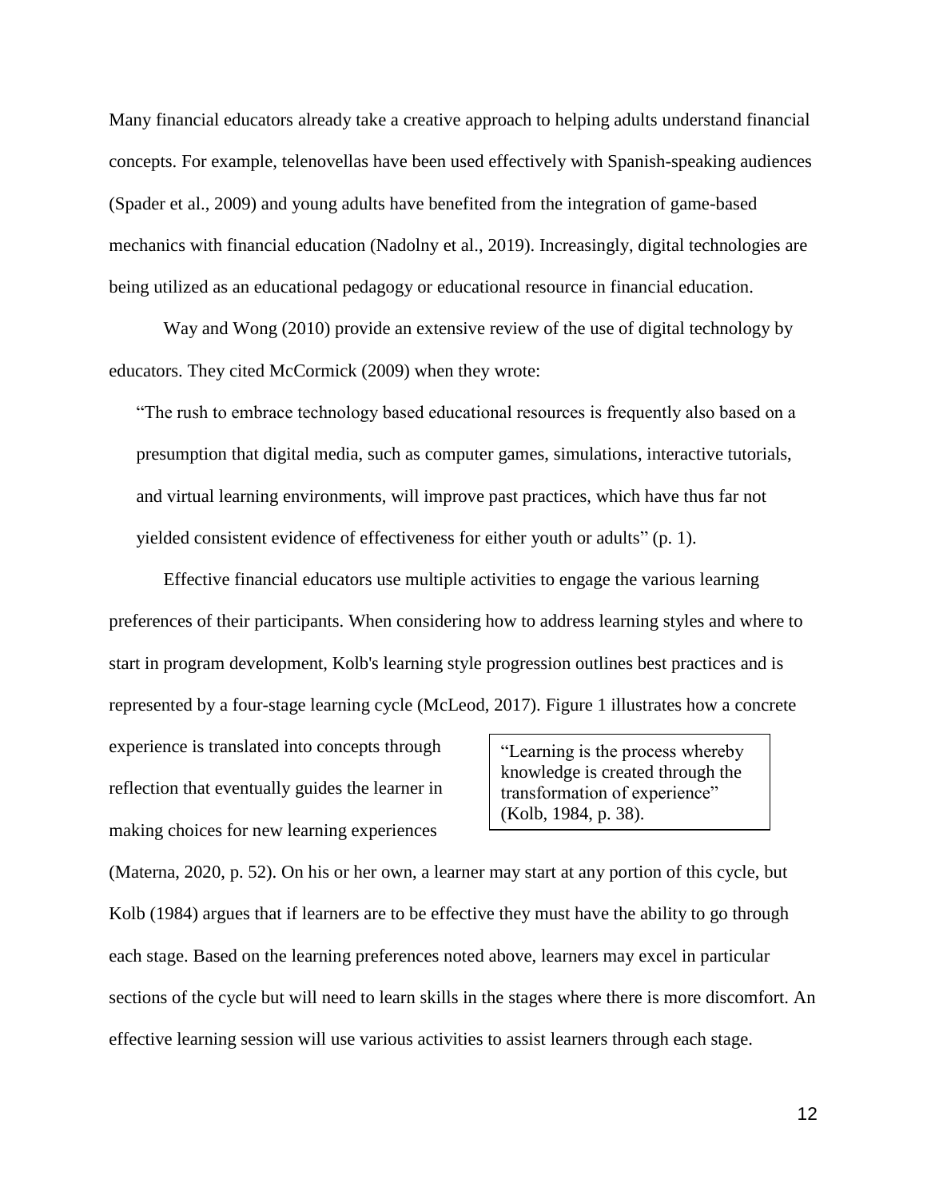Many financial educators already take a creative approach to helping adults understand financial concepts. For example, telenovellas have been used effectively with Spanish-speaking audiences (Spader et al., 2009) and young adults have benefited from the integration of game-based mechanics with financial education (Nadolny et al., 2019). Increasingly, digital technologies are being utilized as an educational pedagogy or educational resource in financial education.

Way and Wong (2010) provide an extensive review of the use of digital technology by educators. They cited McCormick (2009) when they wrote:

> "The rush to embrace technology based educational resources is frequently also based on a presumption that digital media, such as computer games, simulations, interactive tutorials, and virtual learning environments, will improve past practices, which have thus far not yielded consistent evidence of effectiveness for either youth or adults" (p. 1).

Effective financial educators use multiple activities to engage the various learning preferences of their participants. When considering how to address learning styles and where to start in program development, Kolb's learning style progression outlines best practices and is represented by a four-stage learning cycle (McLeod, 2017). Figure 1 illustrates how a concrete experience is translated into concepts through reflection that eventually guides the learner in making choices for new learning experiences (Materna, 2020, p. 52). On his or her own, a learner may start at any portion of this cycle, but Kolb (1984) argues that if learners are to be effective they must have the ability to go through each stage. Based on the learning preferences noted above, learners may excel in particular sections of the cycle but will need to learn skills in the stages where there is more discomfort. An effective learning session will use various activities to assist learners through each stage.

> "Learning is the process whereby knowledge is created through the transformation of experience" (Kolb, 1984, p. 38).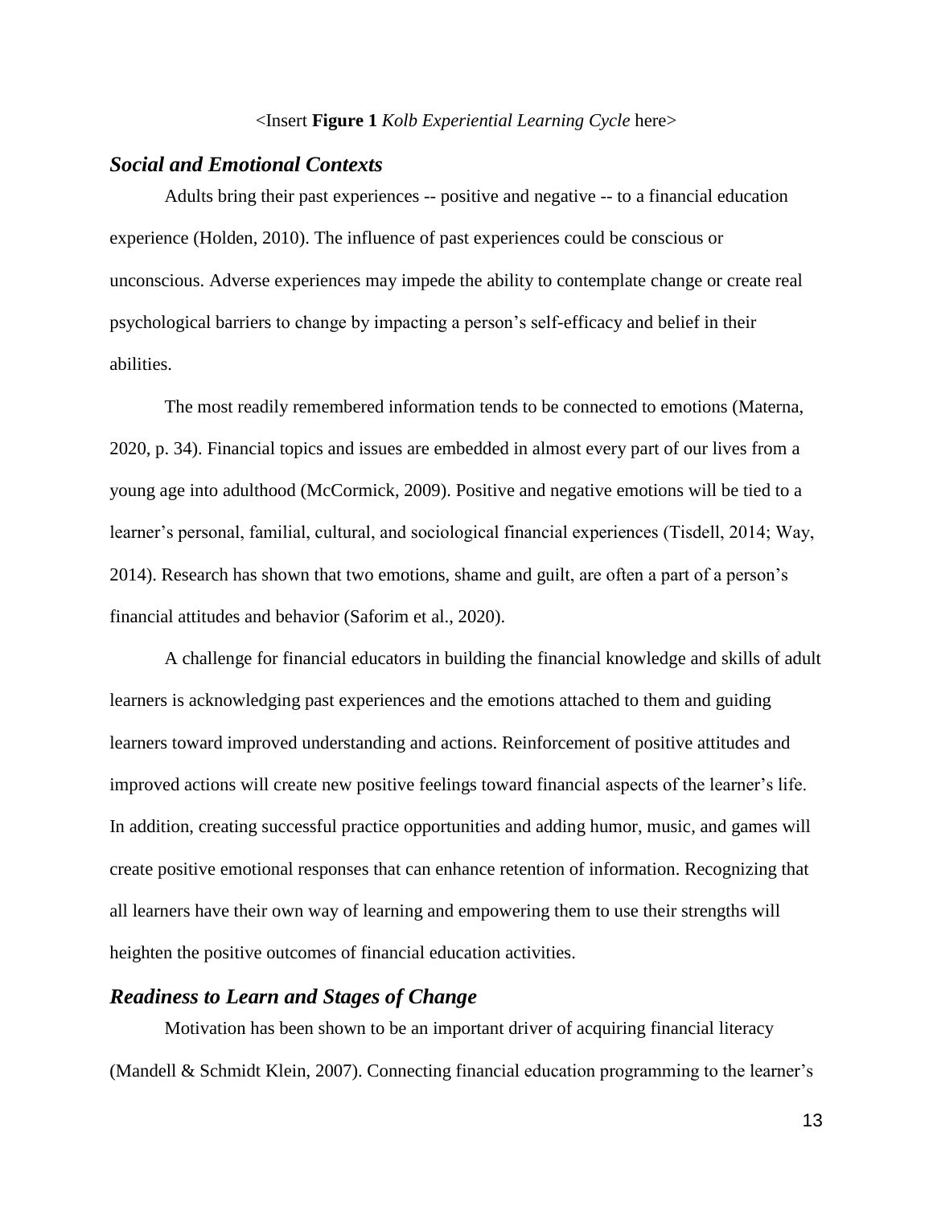<Insert **Figure 1** *Kolb Experiential Learning Cycle* here>

### *Social and Emotional Contexts*

Adults bring their past experiences -- positive and negative -- to a financial education experience (Holden, 2010). The influence of past experiences could be conscious or unconscious. Adverse experiences may impede the ability to contemplate change or create real psychological barriers to change by impacting a person's self-efficacy and belief in their abilities.

The most readily remembered information tends to be connected to emotions (Materna, 2020, p. 34). Financial topics and issues are embedded in almost every part of our lives from a young age into adulthood (McCormick, 2009). Positive and negative emotions will be tied to a learner's personal, familial, cultural, and sociological financial experiences (Tisdell, 2014; Way, 2014). Research has shown that two emotions, shame and guilt, are often a part of a person's financial attitudes and behavior (Saforim et al., 2020).

A challenge for financial educators in building the financial knowledge and skills of adult learners is acknowledging past experiences and the emotions attached to them and guiding learners toward improved understanding and actions. Reinforcement of positive attitudes and improved actions will create new positive feelings toward financial aspects of the learner's life. In addition, creating successful practice opportunities and adding humor, music, and games will create positive emotional responses that can enhance retention of information. Recognizing that all learners have their own way of learning and empowering them to use their strengths will heighten the positive outcomes of financial education activities.

### *Readiness to Learn and Stages of Change*

Motivation has been shown to be an important driver of acquiring financial literacy (Mandell & Schmidt Klein, 2007). Connecting financial education programming to the learner's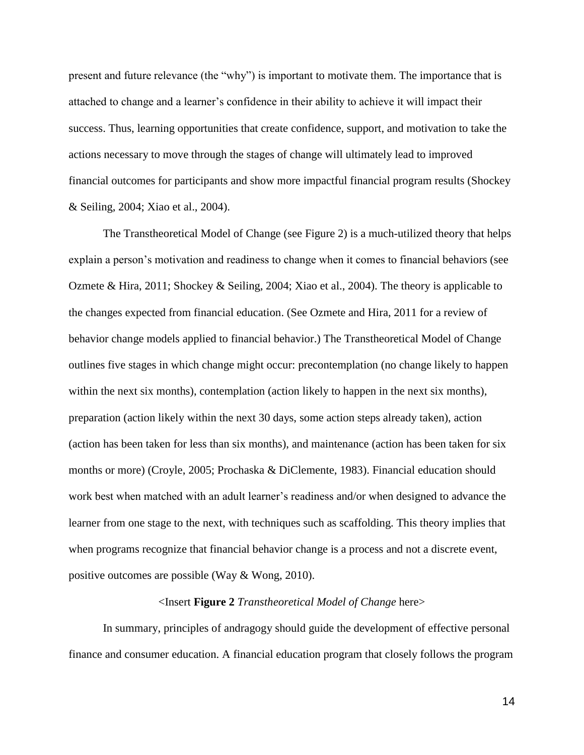present and future relevance (the "why") is important to motivate them. The importance that is attached to change and a learner's confidence in their ability to achieve it will impact their success. Thus, learning opportunities that create confidence, support, and motivation to take the actions necessary to move through the stages of change will ultimately lead to improved financial outcomes for participants and show more impactful financial program results (Shockey & Seiling, 2004; Xiao et al., 2004).

The Transtheoretical Model of Change (see Figure 2) is a much-utilized theory that helps explain a person's motivation and readiness to change when it comes to financial behaviors (see Ozmete & Hira, 2011; Shockey & Seiling, 2004; Xiao et al., 2004). The theory is applicable to the changes expected from financial education. (See Ozmete and Hira, 2011 for a review of behavior change models applied to financial behavior.) The Transtheoretical Model of Change outlines five stages in which change might occur: precontemplation (no change likely to happen within the next six months), contemplation (action likely to happen in the next six months), preparation (action likely within the next 30 days, some action steps already taken), action (action has been taken for less than six months), and maintenance (action has been taken for six months or more) (Croyle, 2005; Prochaska & DiClemente, 1983). Financial education should work best when matched with an adult learner's readiness and/or when designed to advance the learner from one stage to the next, with techniques such as scaffolding. This theory implies that when programs recognize that financial behavior change is a process and not a discrete event, positive outcomes are possible (Way & Wong, 2010).

<Insert **Figure 2** *Transtheoretical Model of Change* here>

In summary, principles of andragogy should guide the development of effective personal finance and consumer education. A financial education program that closely follows the program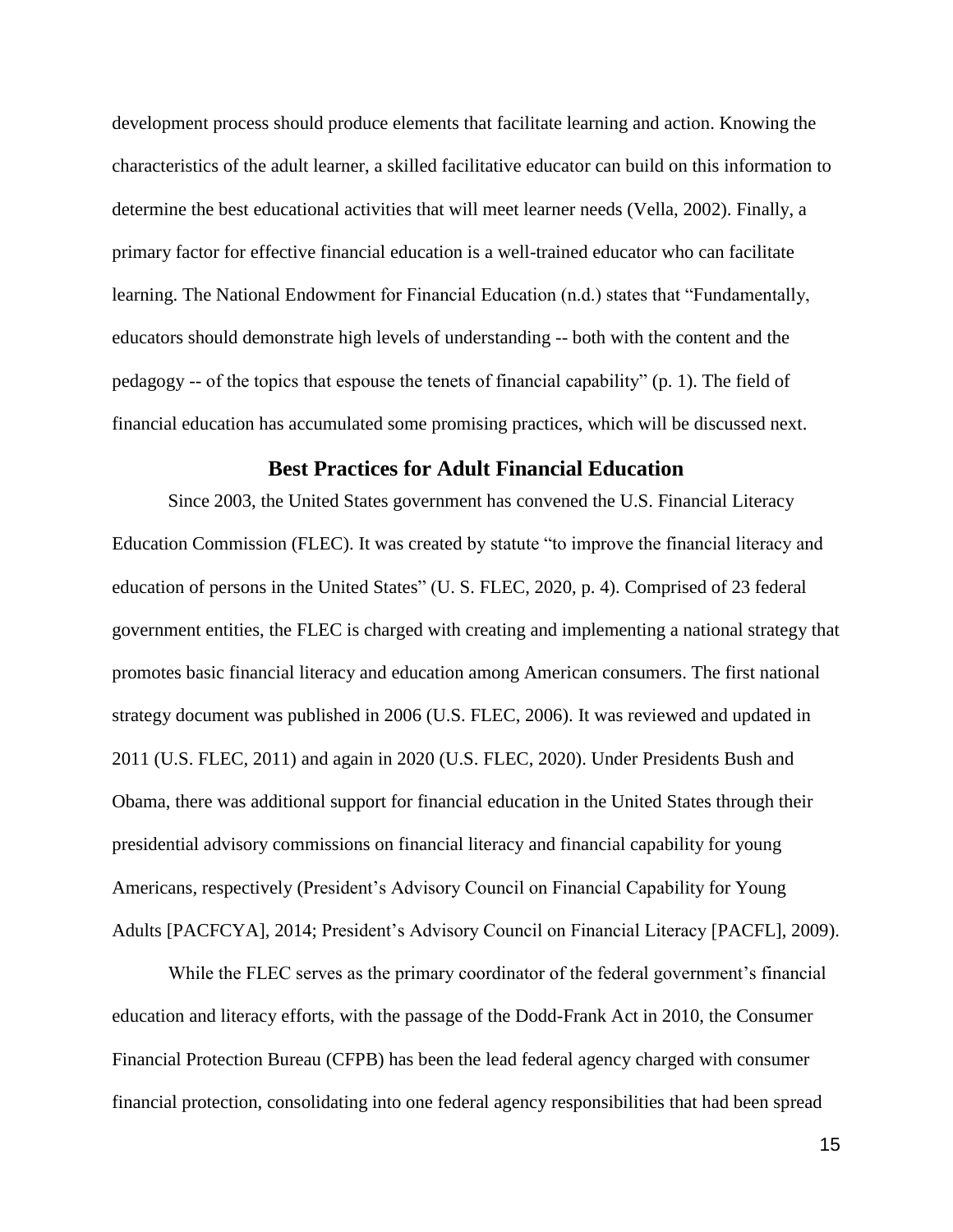development process should produce elements that facilitate learning and action. Knowing the characteristics of the adult learner, a skilled facilitative educator can build on this information to determine the best educational activities that will meet learner needs (Vella, 2002). Finally, a primary factor for effective financial education is a well-trained educator who can facilitate learning. The National Endowment for Financial Education (n.d.) states that "Fundamentally, educators should demonstrate high levels of understanding -- both with the content and the pedagogy -- of the topics that espouse the tenets of financial capability" (p. 1). The field of financial education has accumulated some promising practices, which will be discussed next.

## Best Practices for Adult Financial Education

Since 2003, the United States government has convened the U.S. Financial Literacy Education Commission (FLEC). It was created by statute "to improve the financial literacy and education of persons in the United States" (U. S. FLEC, 2020, p. 4). Comprised of 23 federal government entities, the FLEC is charged with creating and implementing a national strategy that promotes basic financial literacy and education among American consumers. The first national strategy document was published in 2006 (U.S. FLEC, 2006). It was reviewed and updated in 2011 (U.S. FLEC, 2011) and again in 2020 (U.S. FLEC, 2020). Under Presidents Bush and Obama, there was additional support for financial education in the United States through their presidential advisory commissions on financial literacy and financial capability for young Americans, respectively (President's Advisory Council on Financial Capability for Young Adults [PACFCYA], 2014; President's Advisory Council on Financial Literacy [PACFL], 2009).

While the FLEC serves as the primary coordinator of the federal government's financial education and literacy efforts, with the passage of the Dodd-Frank Act in 2010, the Consumer Financial Protection Bureau (CFPB) has been the lead federal agency charged with consumer financial protection, consolidating into one federal agency responsibilities that had been spread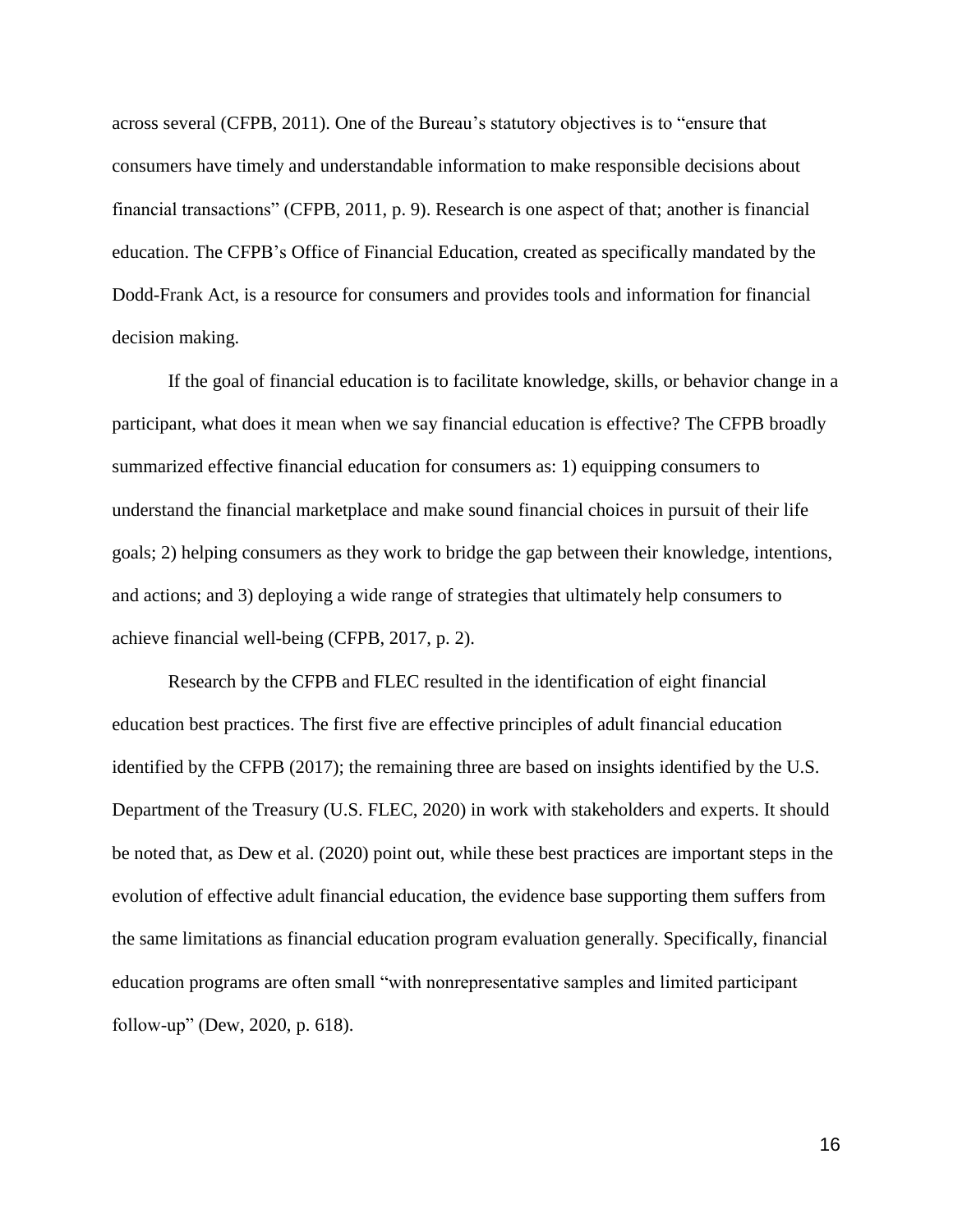across several (CFPB, 2011). One of the Bureau's statutory objectives is to "ensure that consumers have timely and understandable information to make responsible decisions about financial transactions" (CFPB, 2011, p. 9). Research is one aspect of that; another is financial education. The CFPB's Office of Financial Education, created as specifically mandated by the Dodd-Frank Act, is a resource for consumers and provides tools and information for financial decision making.

If the goal of financial education is to facilitate knowledge, skills, or behavior change in a participant, what does it mean when we say financial education is effective? The CFPB broadly summarized effective financial education for consumers as: 1) equipping consumers to understand the financial marketplace and make sound financial choices in pursuit of their life goals; 2) helping consumers as they work to bridge the gap between their knowledge, intentions, and actions; and 3) deploying a wide range of strategies that ultimately help consumers to achieve financial well-being (CFPB, 2017, p. 2).

Research by the CFPB and FLEC resulted in the identification of eight financial education best practices. The first five are effective principles of adult financial education identified by the CFPB (2017); the remaining three are based on insights identified by the U.S. Department of the Treasury (U.S. FLEC, 2020) in work with stakeholders and experts. It should be noted that, as Dew et al. (2020) point out, while these best practices are important steps in the evolution of effective adult financial education, the evidence base supporting them suffers from the same limitations as financial education program evaluation generally. Specifically, financial education programs are often small "with nonrepresentative samples and limited participant follow-up" (Dew, 2020, p. 618).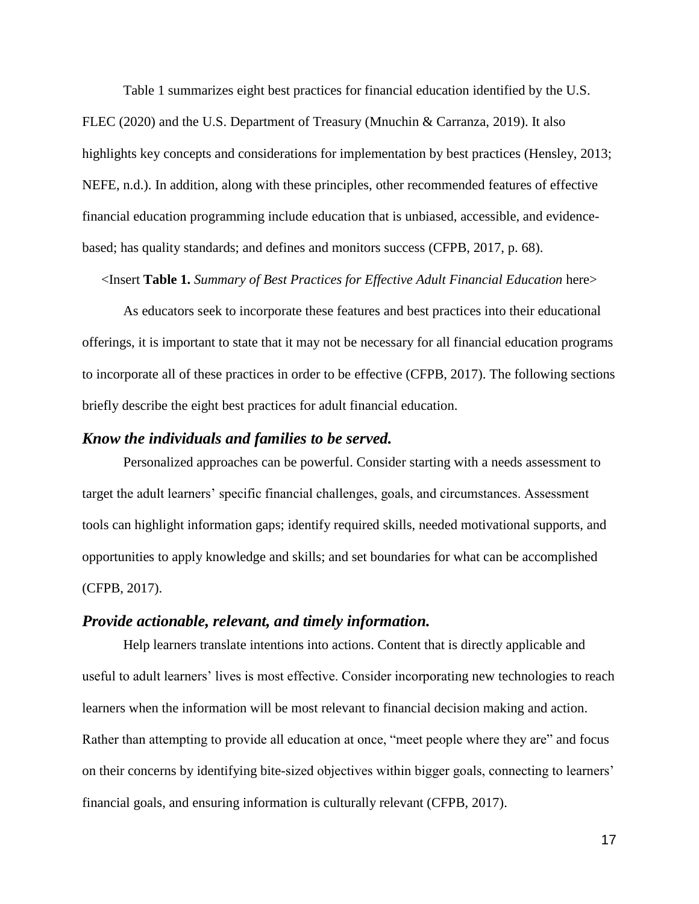Table 1 summarizes eight best practices for financial education identified by the U.S. FLEC (2020) and the U.S. Department of Treasury (Mnuchin & Carranza, 2019). It also highlights key concepts and considerations for implementation by best practices (Hensley, 2013; NEFE, n.d.). In addition, along with these principles, other recommended features of effective financial education programming include education that is unbiased, accessible, and evidence-based; has quality standards; and defines and monitors success (CFPB, 2017, p. 68).

<Insert **Table 1.** *Summary of Best Practices for Effective Adult Financial Education* here>

As educators seek to incorporate these features and best practices into their educational offerings, it is important to state that it may not be necessary for all financial education programs to incorporate all of these practices in order to be effective (CFPB, 2017). The following sections briefly describe the eight best practices for adult financial education.

### *Know the individuals and families to be served.*

Personalized approaches can be powerful. Consider starting with a needs assessment to target the adult learners' specific financial challenges, goals, and circumstances. Assessment tools can highlight information gaps; identify required skills, needed motivational supports, and opportunities to apply knowledge and skills; and set boundaries for what can be accomplished (CFPB, 2017).

### *Provide actionable, relevant, and timely information.*

Help learners translate intentions into actions. Content that is directly applicable and useful to adult learners' lives is most effective. Consider incorporating new technologies to reach learners when the information will be most relevant to financial decision making and action. Rather than attempting to provide all education at once, "meet people where they are" and focus on their concerns by identifying bite-sized objectives within bigger goals, connecting to learners' financial goals, and ensuring information is culturally relevant (CFPB, 2017).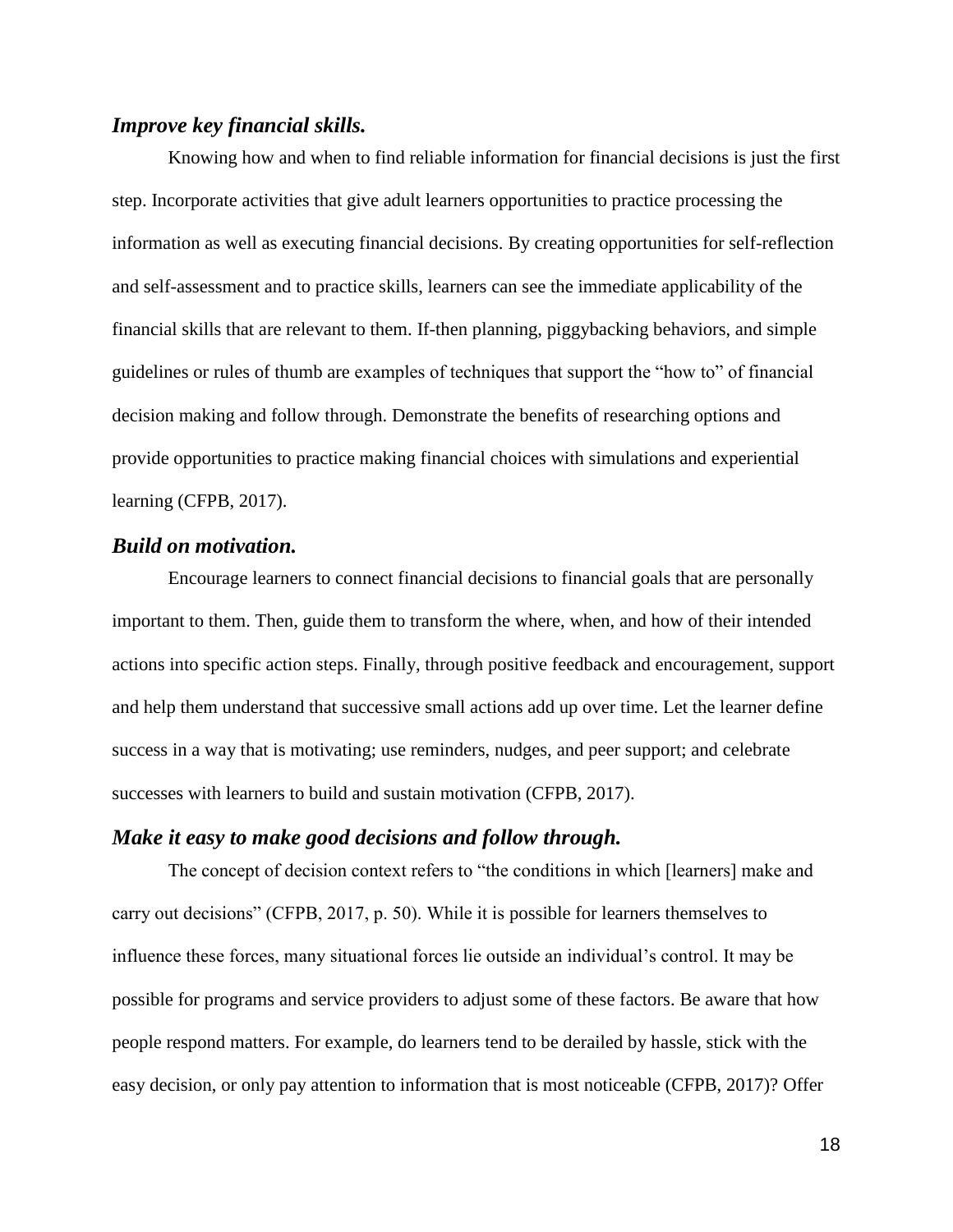### *Improve key financial skills.*

Knowing how and when to find reliable information for financial decisions is just the first step. Incorporate activities that give adult learners opportunities to practice processing the information as well as executing financial decisions. By creating opportunities for self-reflection and self-assessment and to practice skills, learners can see the immediate applicability of the financial skills that are relevant to them. If-then planning, piggybacking behaviors, and simple guidelines or rules of thumb are examples of techniques that support the "how to" of financial decision making and follow through. Demonstrate the benefits of researching options and provide opportunities to practice making financial choices with simulations and experiential learning (CFPB, 2017).

### *Build on motivation.*

Encourage learners to connect financial decisions to financial goals that are personally important to them. Then, guide them to transform the where, when, and how of their intended actions into specific action steps. Finally, through positive feedback and encouragement, support and help them understand that successive small actions add up over time. Let the learner define success in a way that is motivating; use reminders, nudges, and peer support; and celebrate successes with learners to build and sustain motivation (CFPB, 2017).

### *Make it easy to make good decisions and follow through.*

The concept of decision context refers to "the conditions in which [learners] make and carry out decisions" (CFPB, 2017, p. 50). While it is possible for learners themselves to influence these forces, many situational forces lie outside an individual's control. It may be possible for programs and service providers to adjust some of these factors. Be aware that how people respond matters. For example, do learners tend to be derailed by hassle, stick with the easy decision, or only pay attention to information that is most noticeable (CFPB, 2017)? Offer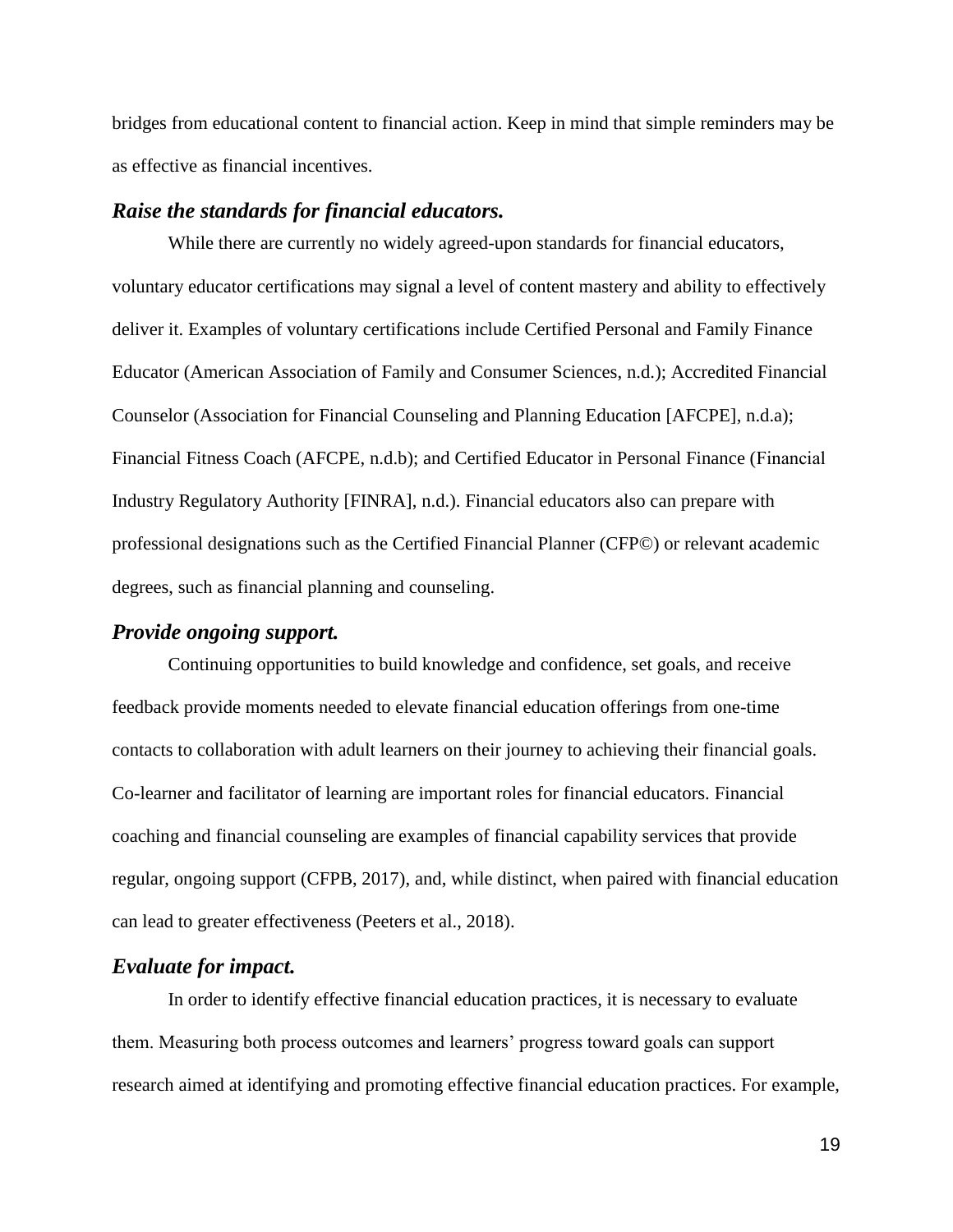bridges from educational content to financial action. Keep in mind that simple reminders may be as effective as financial incentives.

### *Raise the standards for financial educators.*

While there are currently no widely agreed-upon standards for financial educators, voluntary educator certifications may signal a level of content mastery and ability to effectively deliver it. Examples of voluntary certifications include Certified Personal and Family Finance Educator (American Association of Family and Consumer Sciences, n.d.); Accredited Financial Counselor (Association for Financial Counseling and Planning Education [AFCPE], n.d.a); Financial Fitness Coach (AFCPE, n.d.b); and Certified Educator in Personal Finance (Financial Industry Regulatory Authority [FINRA], n.d.). Financial educators also can prepare with professional designations such as the Certified Financial Planner (CFP©) or relevant academic degrees, such as financial planning and counseling.

### *Provide ongoing support.*

Continuing opportunities to build knowledge and confidence, set goals, and receive feedback provide moments needed to elevate financial education offerings from one-time contacts to collaboration with adult learners on their journey to achieving their financial goals. Co-learner and facilitator of learning are important roles for financial educators. Financial coaching and financial counseling are examples of financial capability services that provide regular, ongoing support (CFPB, 2017), and, while distinct, when paired with financial education can lead to greater effectiveness (Peeters et al., 2018).

### *Evaluate for impact.*

In order to identify effective financial education practices, it is necessary to evaluate them. Measuring both process outcomes and learners' progress toward goals can support research aimed at identifying and promoting effective financial education practices. For example,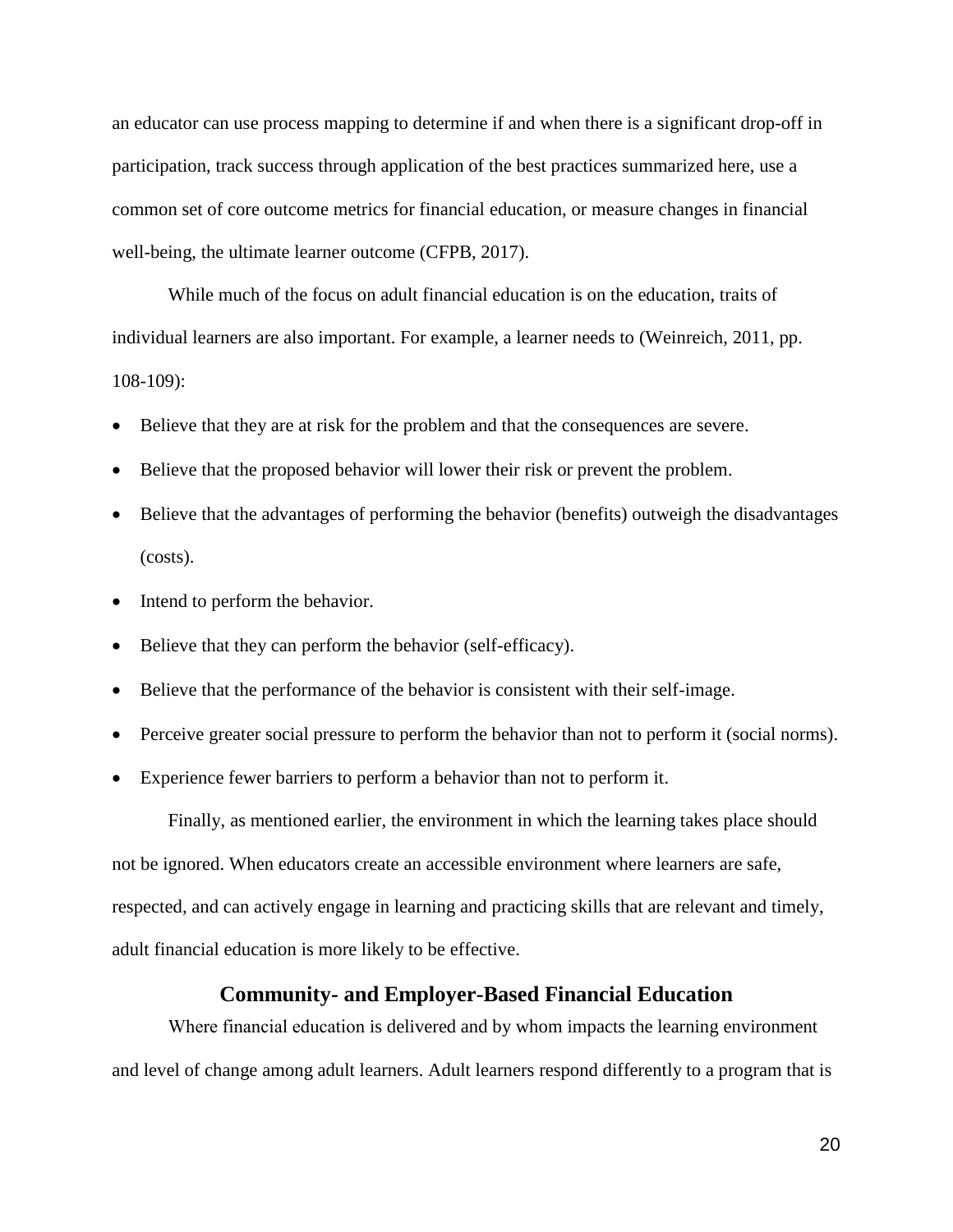an educator can use process mapping to determine if and when there is a significant drop-off in participation, track success through application of the best practices summarized here, use a common set of core outcome metrics for financial education, or measure changes in financial well-being, the ultimate learner outcome (CFPB, 2017).

While much of the focus on adult financial education is on the education, traits of individual learners are also important. For example, a learner needs to (Weinreich, 2011, pp. 108-109):

- Believe that they are at risk for the problem and that the consequences are severe.
- Believe that the proposed behavior will lower their risk or prevent the problem.
- Believe that the advantages of performing the behavior (benefits) outweigh the disadvantages (costs).
- Intend to perform the behavior.
- Believe that they can perform the behavior (self-efficacy).
- Believe that the performance of the behavior is consistent with their self-image.
- Perceive greater social pressure to perform the behavior than not to perform it (social norms).
- Experience fewer barriers to perform a behavior than not to perform it.

Finally, as mentioned earlier, the environment in which the learning takes place should not be ignored. When educators create an accessible environment where learners are safe, respected, and can actively engage in learning and practicing skills that are relevant and timely, adult financial education is more likely to be effective.

## Community- and Employer-Based Financial Education

Where financial education is delivered and by whom impacts the learning environment and level of change among adult learners. Adult learners respond differently to a program that is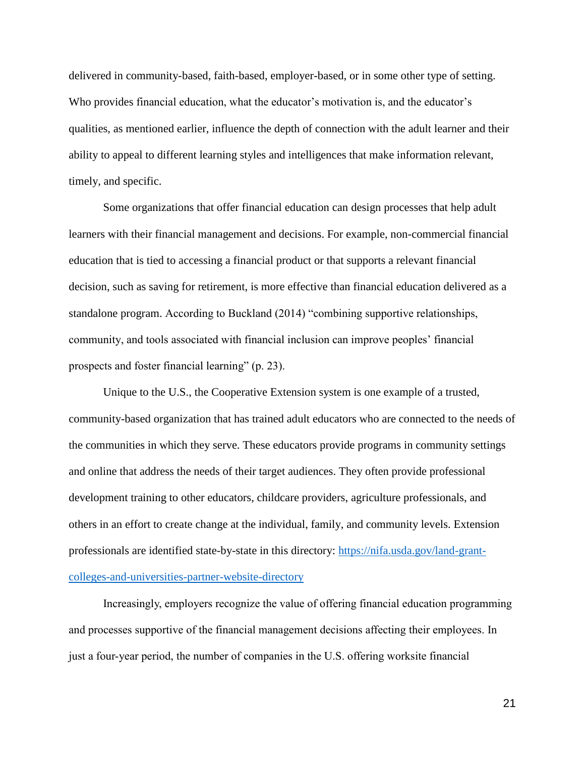delivered in community-based, faith-based, employer-based, or in some other type of setting. Who provides financial education, what the educator's motivation is, and the educator's qualities, as mentioned earlier, influence the depth of connection with the adult learner and their ability to appeal to different learning styles and intelligences that make information relevant, timely, and specific.

Some organizations that offer financial education can design processes that help adult learners with their financial management and decisions. For example, non-commercial financial education that is tied to accessing a financial product or that supports a relevant financial decision, such as saving for retirement, is more effective than financial education delivered as a standalone program. According to Buckland (2014) "combining supportive relationships, community, and tools associated with financial inclusion can improve peoples' financial prospects and foster financial learning" (p. 23).

Unique to the U.S., the Cooperative Extension system is one example of a trusted, community-based organization that has trained adult educators who are connected to the needs of the communities in which they serve. These educators provide programs in community settings and online that address the needs of their target audiences. They often provide professional development training to other educators, childcare providers, agriculture professionals, and others in an effort to create change at the individual, family, and community levels. Extension professionals are identified state-by-state in this directory: [https://nifa.usda.gov/land-grant-colleges-and-universities-partner-website-directory](https://nifa.usda.gov/land-grant-colleges-and-universities-partner-website-directory)

Increasingly, employers recognize the value of offering financial education programming and processes supportive of the financial management decisions affecting their employees. In just a four-year period, the number of companies in the U.S. offering worksite financial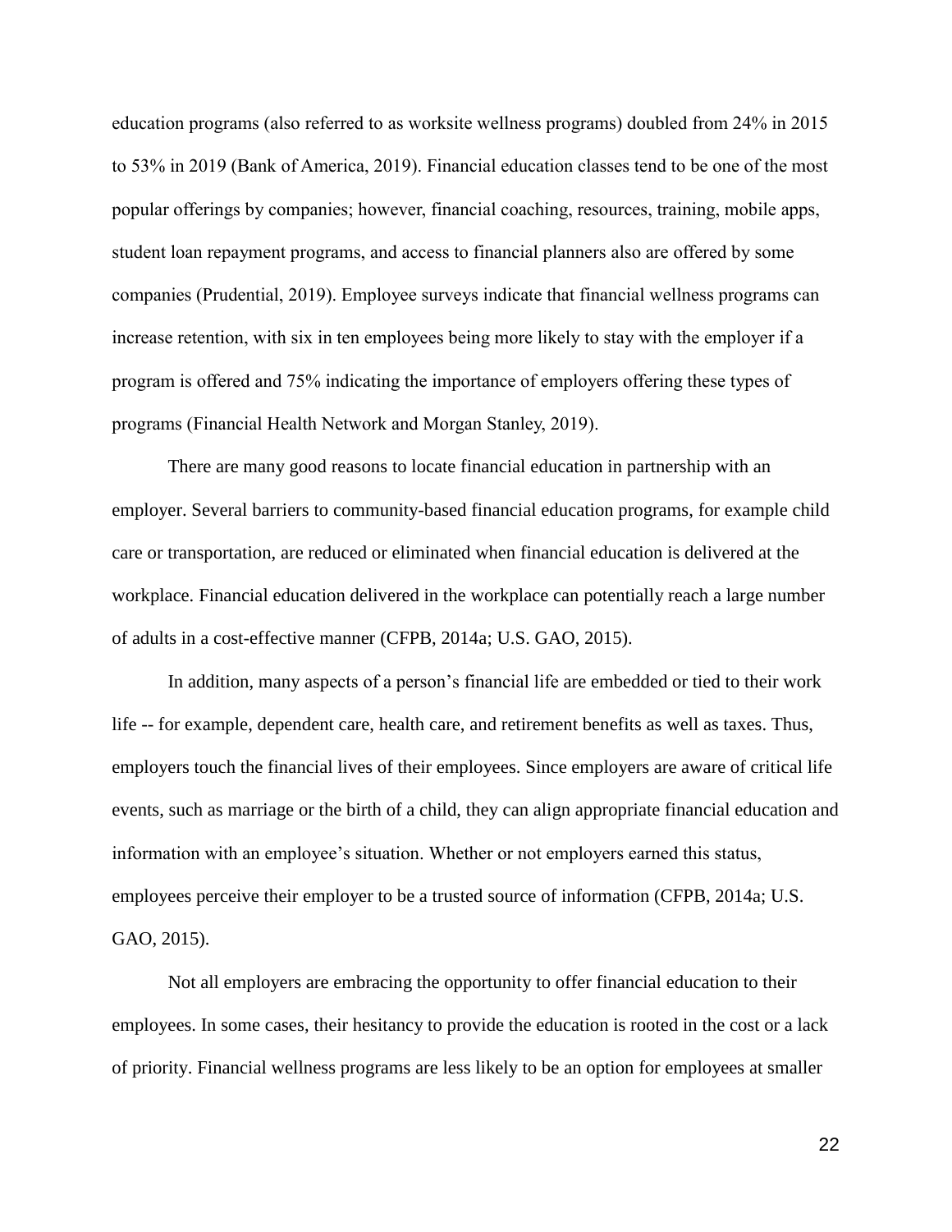education programs (also referred to as worksite wellness programs) doubled from 24% in 2015 to 53% in 2019 (Bank of America, 2019). Financial education classes tend to be one of the most popular offerings by companies; however, financial coaching, resources, training, mobile apps, student loan repayment programs, and access to financial planners also are offered by some companies (Prudential, 2019). Employee surveys indicate that financial wellness programs can increase retention, with six in ten employees being more likely to stay with the employer if a program is offered and 75% indicating the importance of employers offering these types of programs (Financial Health Network and Morgan Stanley, 2019).

There are many good reasons to locate financial education in partnership with an employer. Several barriers to community-based financial education programs, for example child care or transportation, are reduced or eliminated when financial education is delivered at the workplace. Financial education delivered in the workplace can potentially reach a large number of adults in a cost-effective manner (CFPB, 2014a; U.S. GAO, 2015).

In addition, many aspects of a person's financial life are embedded or tied to their work life -- for example, dependent care, health care, and retirement benefits as well as taxes. Thus, employers touch the financial lives of their employees. Since employers are aware of critical life events, such as marriage or the birth of a child, they can align appropriate financial education and information with an employee's situation. Whether or not employers earned this status, employees perceive their employer to be a trusted source of information (CFPB, 2014a; U.S. GAO, 2015).

Not all employers are embracing the opportunity to offer financial education to their employees. In some cases, their hesitancy to provide the education is rooted in the cost or a lack of priority. Financial wellness programs are less likely to be an option for employees at smaller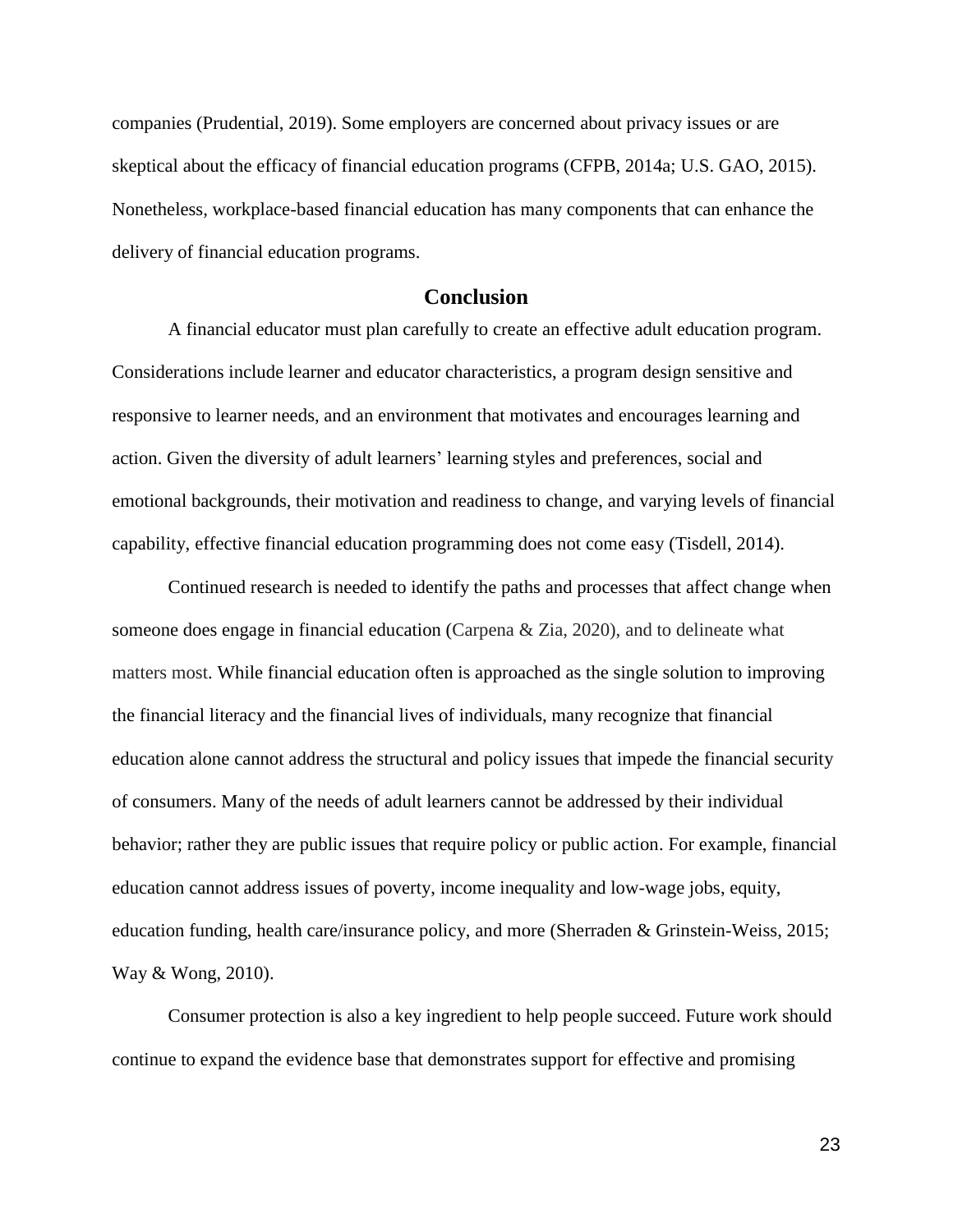companies (Prudential, 2019). Some employers are concerned about privacy issues or are skeptical about the efficacy of financial education programs (CFPB, 2014a; U.S. GAO, 2015). Nonetheless, workplace-based financial education has many components that can enhance the delivery of financial education programs.

## Conclusion

A financial educator must plan carefully to create an effective adult education program. Considerations include learner and educator characteristics, a program design sensitive and responsive to learner needs, and an environment that motivates and encourages learning and action. Given the diversity of adult learners' learning styles and preferences, social and emotional backgrounds, their motivation and readiness to change, and varying levels of financial capability, effective financial education programming does not come easy (Tisdell, 2014).

Continued research is needed to identify the paths and processes that affect change when someone does engage in financial education (Carpena & Zia, 2020), and to delineate what matters most. While financial education often is approached as the single solution to improving the financial literacy and the financial lives of individuals, many recognize that financial education alone cannot address the structural and policy issues that impede the financial security of consumers. Many of the needs of adult learners cannot be addressed by their individual behavior; rather they are public issues that require policy or public action. For example, financial education cannot address issues of poverty, income inequality and low-wage jobs, equity, education funding, health care/insurance policy, and more (Sherraden & Grinstein-Weiss, 2015; Way & Wong, 2010).

Consumer protection is also a key ingredient to help people succeed. Future work should continue to expand the evidence base that demonstrates support for effective and promising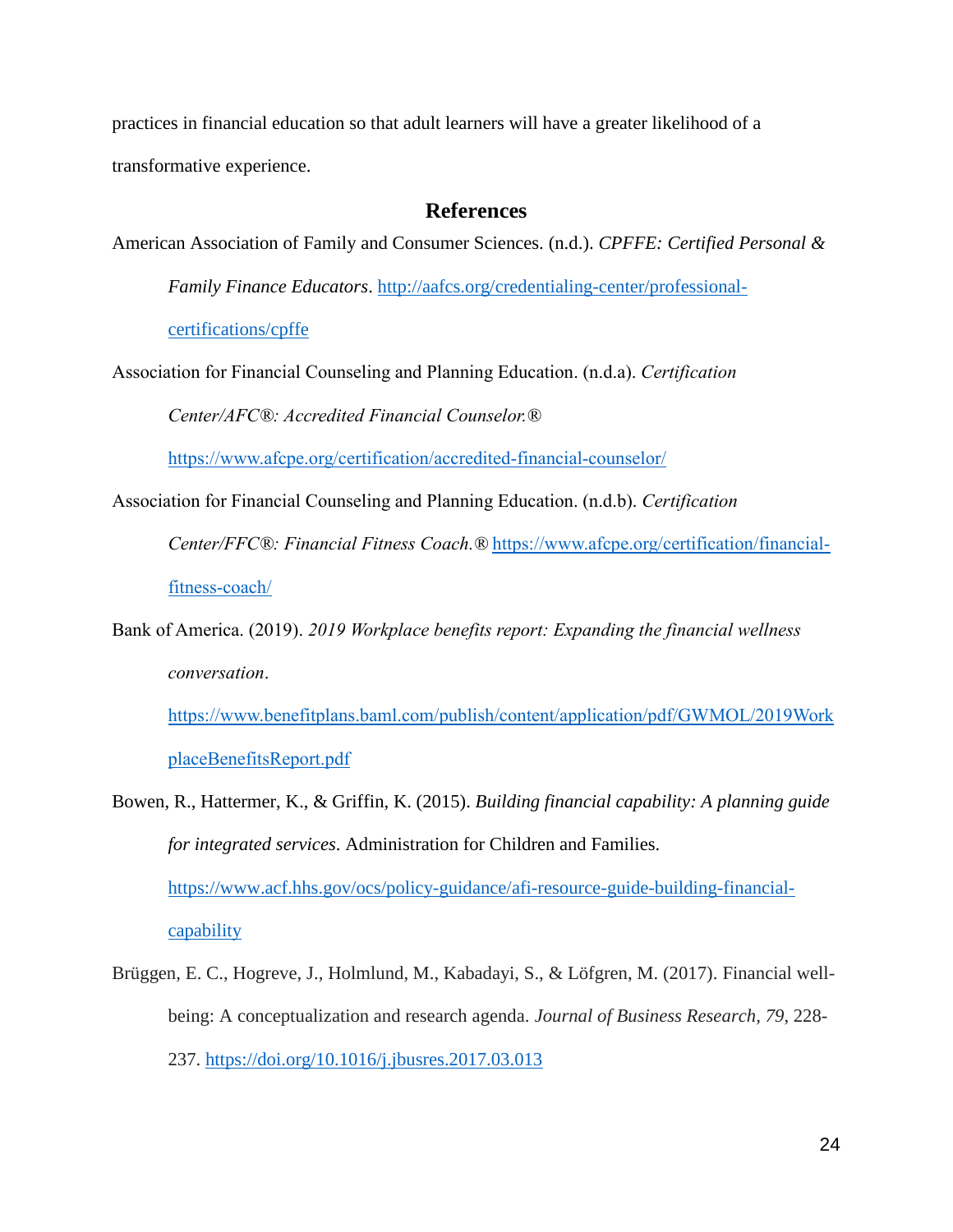practices in financial education so that adult learners will have a greater likelihood of a transformative experience.

## References

American Association of Family and Consumer Sciences. (n.d.). *CPFFE: Certified Personal & Family Finance Educators*. http://aafcs.org/credentialing-center/professional-certifications/cpffe

Association for Financial Counseling and Planning Education. (n.d.a). *Certification Center/AFC®: Accredited Financial Counselor.®* https://www.afcpe.org/certification/accredited-financial-counselor/

Association for Financial Counseling and Planning Education. (n.d.b). *Certification Center/FFC®: Financial Fitness Coach.®* https://www.afcpe.org/certification/financial-fitness-coach/

Bank of America. (2019). *2019 Workplace benefits report: Expanding the financial wellness conversation*. https://www.benefitplans.baml.com/publish/content/application/pdf/GWMOL/2019WorkplaceBenefitsReport.pdf

Bowen, R., Hattermer, K., & Griffin, K. (2015). *Building financial capability: A planning guide for integrated services.* Administration for Children and Families. https://www.acf.hhs.gov/ocs/policy-guidance/afi-resource-guide-building-financial-capability

Brüggen, E. C., Hogreve, J., Holmlund, M., Kabadayi, S., & Löfgren, M. (2017). Financial well-being: A conceptualization and research agenda. *Journal of Business Research*, *79*, 228-237. https://doi.org/10.1016/j.jbusres.2017.03.013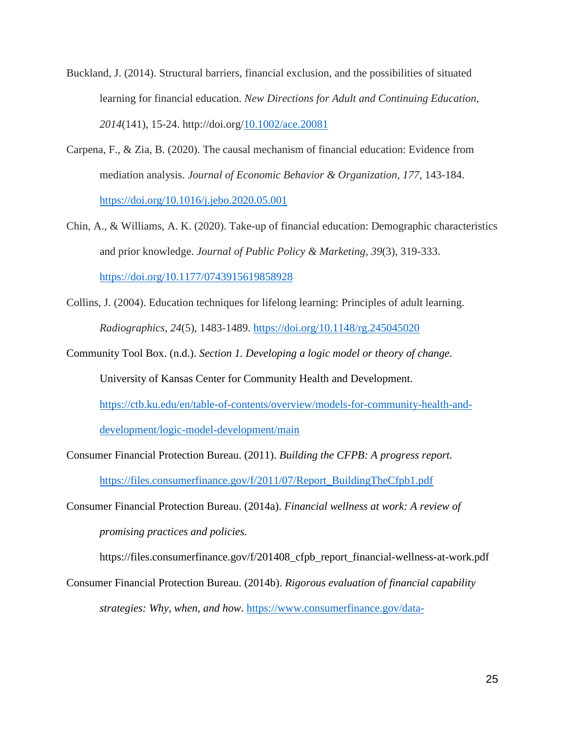Buckland, J. (2014). Structural barriers, financial exclusion, and the possibilities of situated learning for financial education. *New Directions for Adult and Continuing Education*, *2014*(141), 15-24. http://doi.org/10.1002/ace.20081

Carpena, F., & Zia, B. (2020). The causal mechanism of financial education: Evidence from mediation analysis. *Journal of Economic Behavior & Organization*, *177*, 143-184. https://doi.org/10.1016/j.jebo.2020.05.001

Chin, A., & Williams, A. K. (2020). Take-up of financial education: Demographic characteristics and prior knowledge. *Journal of Public Policy & Marketing*, *39*(3), 319-333. https://doi.org/10.1177/0743915619858928

Collins, J. (2004). Education techniques for lifelong learning: Principles of adult learning. *Radiographics*, *24*(5), 1483-1489. https://doi.org/10.1148/rg.245045020

Community Tool Box. (n.d.). *Section 1. Developing a logic model or theory of change*. University of Kansas Center for Community Health and Development. https://ctb.ku.edu/en/table-of-contents/overview/models-for-community-health-and-development/logic-model-development/main

Consumer Financial Protection Bureau. (2011). *Building the CFPB: A progress report.* https://files.consumerfinance.gov/f/2011/07/Report_BuildingTheCfpb1.pdf

Consumer Financial Protection Bureau. (2014a). *Financial wellness at work: A review of promising practices and policies.* https://files.consumerfinance.gov/f/201408_cfpb_report_financial-wellness-at-work.pdf

Consumer Financial Protection Bureau. (2014b). *Rigorous evaluation of financial capability strategies: Why, when, and how*. https://www.consumerfinance.gov/data-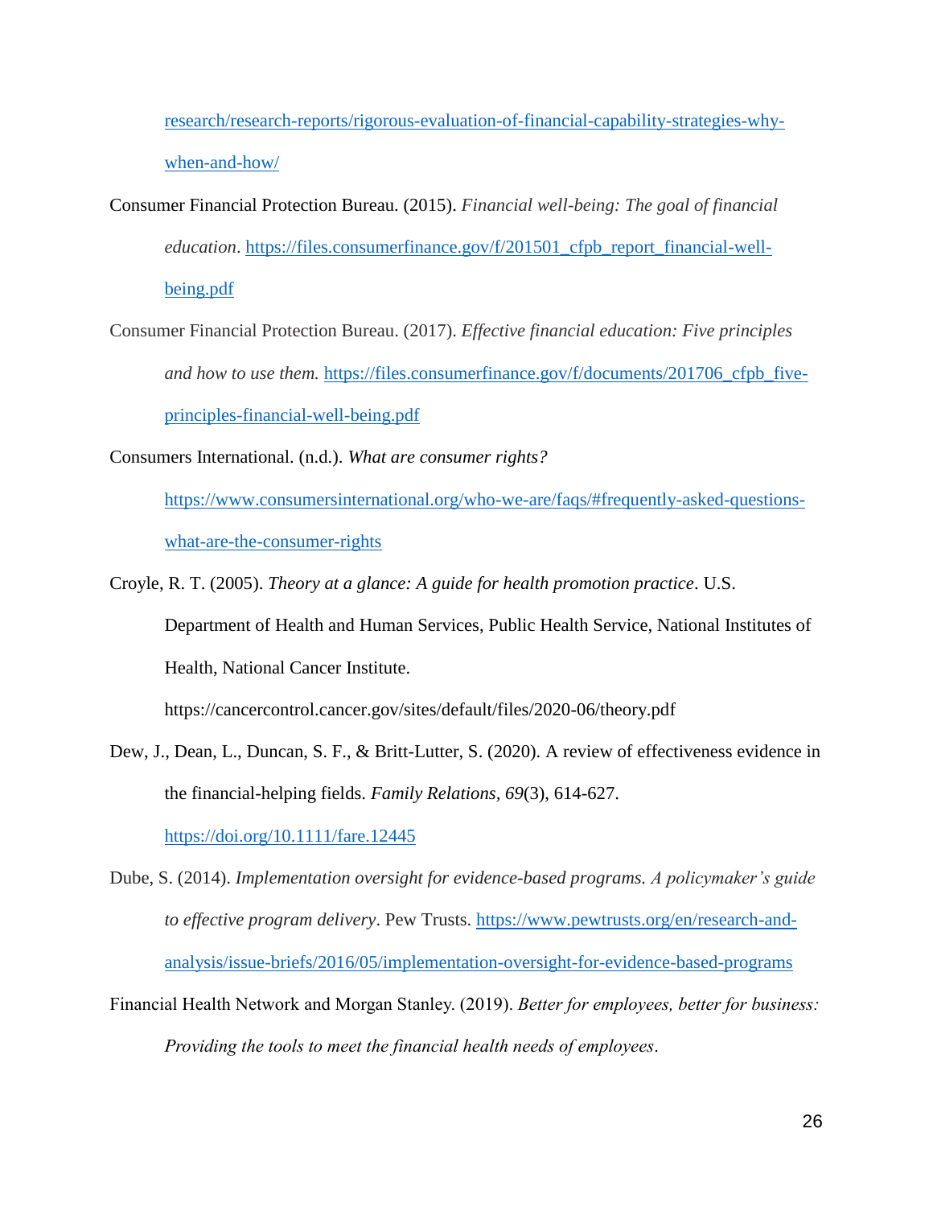research/research-reports/rigorous-evaluation-of-financial-capability-strategies-why-when-and-how/

Consumer Financial Protection Bureau. (2015). *Financial well-being: The goal of financial education*. https://files.consumerfinance.gov/f/201501_cfpb_report_financial-well-being.pdf

Consumer Financial Protection Bureau. (2017). *Effective financial education: Five principles and how to use them.* https://files.consumerfinance.gov/f/documents/201706_cfpb_five-principles-financial-well-being.pdf

Consumers International. (n.d.). *What are consumer rights?* https://www.consumersinternational.org/who-we-are/faqs/#frequently-asked-questions-what-are-the-consumer-rights

Croyle, R. T. (2005). *Theory at a glance: A guide for health promotion practice*. U.S. Department of Health and Human Services, Public Health Service, National Institutes of Health, National Cancer Institute. https://cancercontrol.cancer.gov/sites/default/files/2020-06/theory.pdf

Dew, J., Dean, L., Duncan, S. F., & Britt-Lutter, S. (2020). A review of effectiveness evidence in the financial-helping fields. *Family Relations*, *69*(3), 614-627. https://doi.org/10.1111/fare.12445

Dube, S. (2014). *Implementation oversight for evidence-based programs. A policymaker's guide to effective program delivery*. Pew Trusts. https://www.pewtrusts.org/en/research-and-analysis/issue-briefs/2016/05/implementation-oversight-for-evidence-based-programs

Financial Health Network and Morgan Stanley. (2019). *Better for employees, better for business: Providing the tools to meet the financial health needs of employees*.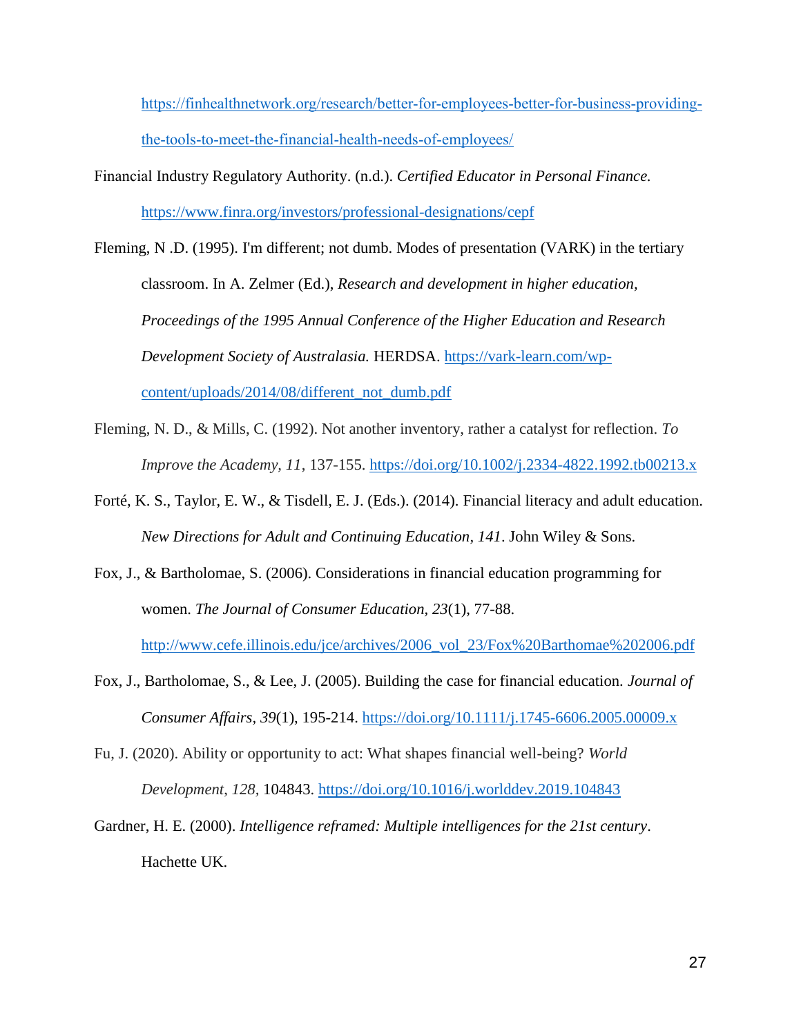https://finhealthnetwork.org/research/better-for-employees-better-for-business-providing-the-tools-to-meet-the-financial-health-needs-of-employees/

Financial Industry Regulatory Authority. (n.d.). *Certified Educator in Personal Finance.* https://www.finra.org/investors/professional-designations/cepf

Fleming, N .D. (1995). I'm different; not dumb. Modes of presentation (VARK) in the tertiary classroom. In A. Zelmer (Ed.), *Research and development in higher education, Proceedings of the 1995 Annual Conference of the Higher Education and Research Development Society of Australasia.* HERDSA. https://vark-learn.com/wp-content/uploads/2014/08/different_not_dumb.pdf

Fleming, N. D., & Mills, C. (1992). Not another inventory, rather a catalyst for reflection. *To Improve the Academy*, *11*, 137-155. https://doi.org/10.1002/j.2334-4822.1992.tb00213.x

Forté, K. S., Taylor, E. W., & Tisdell, E. J. (Eds.). (2014). Financial literacy and adult education. *New Directions for Adult and Continuing Education*, *141*. John Wiley & Sons.

Fox, J., & Bartholomae, S. (2006). Considerations in financial education programming for women. *The Journal of Consumer Education*, *23*(1), 77-88. http://www.cefe.illinois.edu/jce/archives/2006_vol_23/Fox%20Barthomae%202006.pdf

Fox, J., Bartholomae, S., & Lee, J. (2005). Building the case for financial education. *Journal of Consumer Affairs*, *39*(1), 195-214. https://doi.org/10.1111/j.1745-6606.2005.00009.x

Fu, J. (2020). Ability or opportunity to act: What shapes financial well-being? *World Development*, *128*, 104843. https://doi.org/10.1016/j.worlddev.2019.104843

Gardner, H. E. (2000). *Intelligence reframed: Multiple intelligences for the 21st century*. Hachette UK.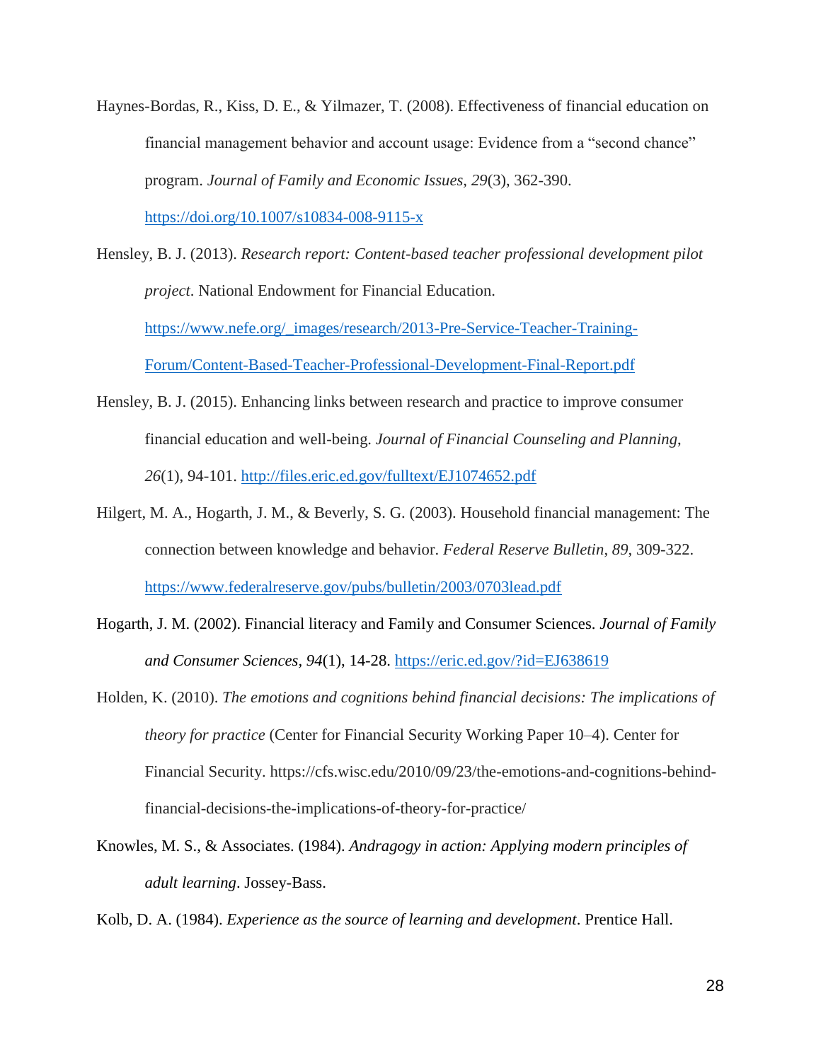Haynes-Bordas, R., Kiss, D. E., & Yilmazer, T. (2008). Effectiveness of financial education on financial management behavior and account usage: Evidence from a "second chance" program. *Journal of Family and Economic Issues, 29*(3), 362-390. https://doi.org/10.1007/s10834-008-9115-x

Hensley, B. J. (2013). *Research report: Content-based teacher professional development pilot project*. National Endowment for Financial Education. https://www.nefe.org/_images/research/2013-Pre-Service-Teacher-Training-Forum/Content-Based-Teacher-Professional-Development-Final-Report.pdf

Hensley, B. J. (2015). Enhancing links between research and practice to improve consumer financial education and well-being. *Journal of Financial Counseling and Planning*, *26*(1), 94-101. http://files.eric.ed.gov/fulltext/EJ1074652.pdf

Hilgert, M. A., Hogarth, J. M., & Beverly, S. G. (2003). Household financial management: The connection between knowledge and behavior. *Federal Reserve Bulletin, 89*, 309-322. https://www.federalreserve.gov/pubs/bulletin/2003/0703lead.pdf

Hogarth, J. M. (2002). Financial literacy and Family and Consumer Sciences. *Journal of Family and Consumer Sciences*, *94*(1), 14-28. https://eric.ed.gov/?id=EJ638619

Holden, K. (2010). *The emotions and cognitions behind financial decisions: The implications of theory for practice* (Center for Financial Security Working Paper 10–4). Center for Financial Security. https://cfs.wisc.edu/2010/09/23/the-emotions-and-cognitions-behind-financial-decisions-the-implications-of-theory-for-practice/

Knowles, M. S., & Associates. (1984). *Andragogy in action: Applying modern principles of adult learning*. Jossey-Bass.

Kolb, D. A. (1984). *Experience as the source of learning and development*. Prentice Hall.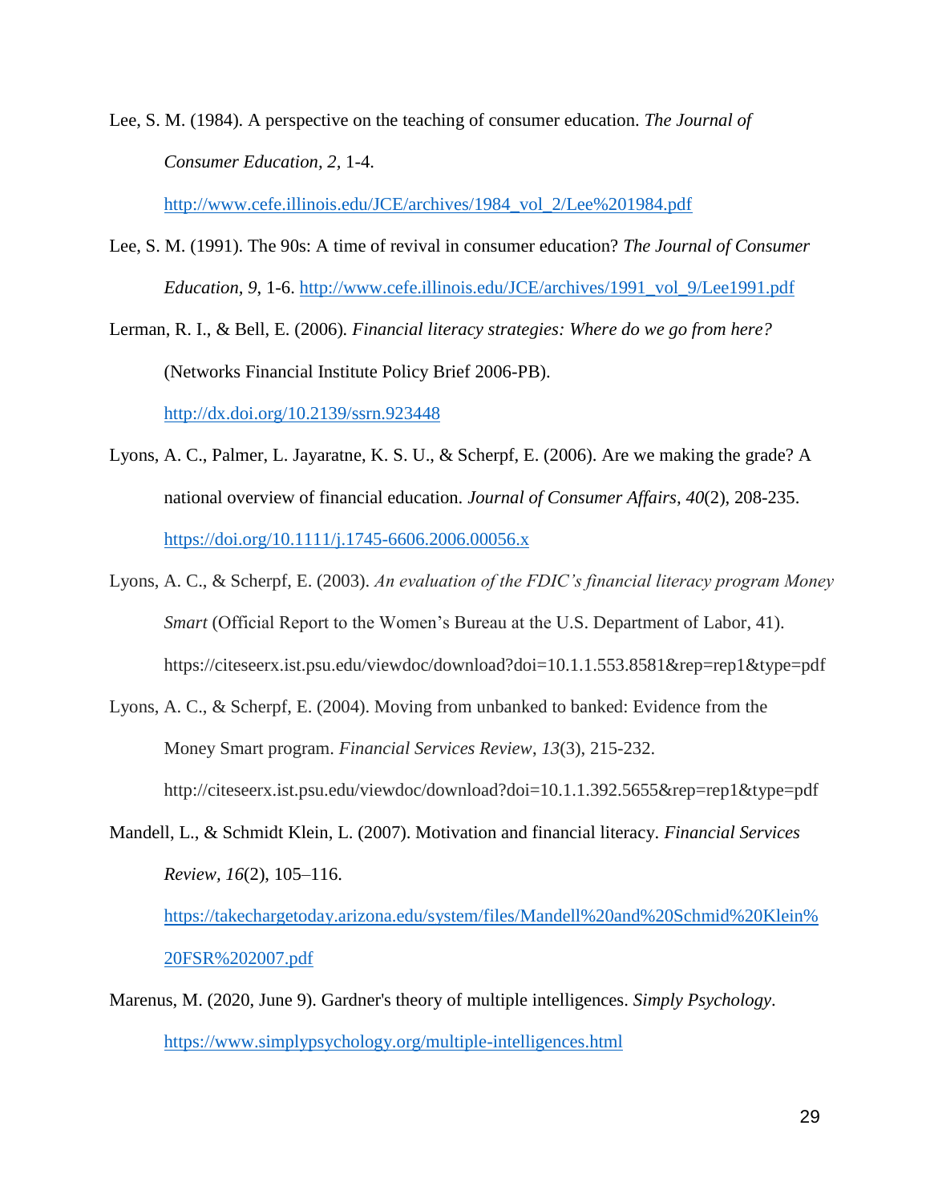Lee, S. M. (1984). A perspective on the teaching of consumer education. *The Journal of Consumer Education, 2*, 1-4. http://www.cefe.illinois.edu/JCE/archives/1984_vol_2/Lee%201984.pdf

Lee, S. M. (1991). The 90s: A time of revival in consumer education? *The Journal of Consumer Education, 9*, 1-6. http://www.cefe.illinois.edu/JCE/archives/1991_vol_9/Lee1991.pdf

Lerman, R. I., & Bell, E. (2006). *Financial literacy strategies: Where do we go from here?* (Networks Financial Institute Policy Brief 2006-PB). http://dx.doi.org/10.2139/ssrn.923448

Lyons, A. C., Palmer, L. Jayaratne, K. S. U., & Scherpf, E. (2006). Are we making the grade? A national overview of financial education. *Journal of Consumer Affairs, 40*(2), 208-235. https://doi.org/10.1111/j.1745-6606.2006.00056.x

Lyons, A. C., & Scherpf, E. (2003). *An evaluation of the FDIC's financial literacy program Money Smart* (Official Report to the Women's Bureau at the U.S. Department of Labor, 41). https://citeseerx.ist.psu.edu/viewdoc/download?doi=10.1.1.553.8581&rep=rep1&type=pdf

Lyons, A. C., & Scherpf, E. (2004). Moving from unbanked to banked: Evidence from the Money Smart program. *Financial Services Review*, *13*(3), 215-232. http://citeseerx.ist.psu.edu/viewdoc/download?doi=10.1.1.392.5655&rep=rep1&type=pdf

Mandell, L., & Schmidt Klein, L. (2007). Motivation and financial literacy. *Financial Services Review, 16*(2), 105–116. https://takechargetoday.arizona.edu/system/files/Mandell%20and%20Schmid%20Klein%20FSR%202007.pdf

Marenus, M. (2020, June 9). Gardner's theory of multiple intelligences. *Simply Psychology*. https://www.simplypsychology.org/multiple-intelligences.html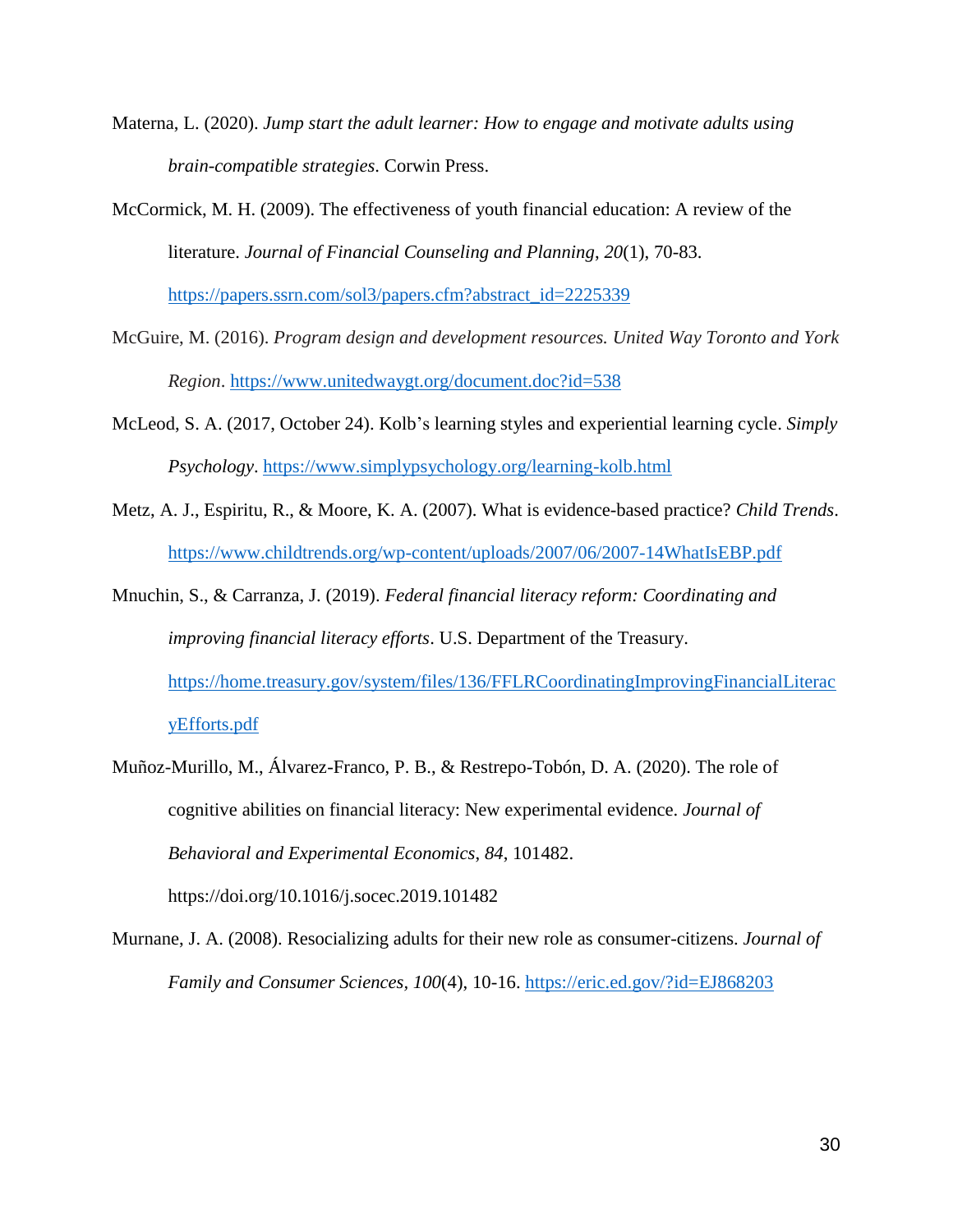Materna, L. (2020). *Jump start the adult learner: How to engage and motivate adults using brain-compatible strategies*. Corwin Press.

McCormick, M. H. (2009). The effectiveness of youth financial education: A review of the literature. *Journal of Financial Counseling and Planning*, *20*(1), 70-83. https://papers.ssrn.com/sol3/papers.cfm?abstract_id=2225339

McGuire, M. (2016). *Program design and development resources. United Way Toronto and York Region*. https://www.unitedwaygt.org/document.doc?id=538

McLeod, S. A. (2017, October 24). Kolb's learning styles and experiential learning cycle. *Simply Psychology*. https://www.simplypsychology.org/learning-kolb.html

Metz, A. J., Espiritu, R., & Moore, K. A. (2007). What is evidence-based practice? *Child Trends*. https://www.childtrends.org/wp-content/uploads/2007/06/2007-14WhatIsEBP.pdf

Mnuchin, S., & Carranza, J. (2019). *Federal financial literacy reform: Coordinating and improving financial literacy efforts*. U.S. Department of the Treasury. https://home.treasury.gov/system/files/136/FFLRCoordinatingImprovingFinancialLiteracyEfforts.pdf

Muñoz-Murillo, M., Álvarez-Franco, P. B., & Restrepo-Tobón, D. A. (2020). The role of cognitive abilities on financial literacy: New experimental evidence. *Journal of Behavioral and Experimental Economics*, *84*, 101482. https://doi.org/10.1016/j.socec.2019.101482

Murnane, J. A. (2008). Resocializing adults for their new role as consumer-citizens. *Journal of Family and Consumer Sciences*, *100*(4), 10-16. https://eric.ed.gov/?id=EJ868203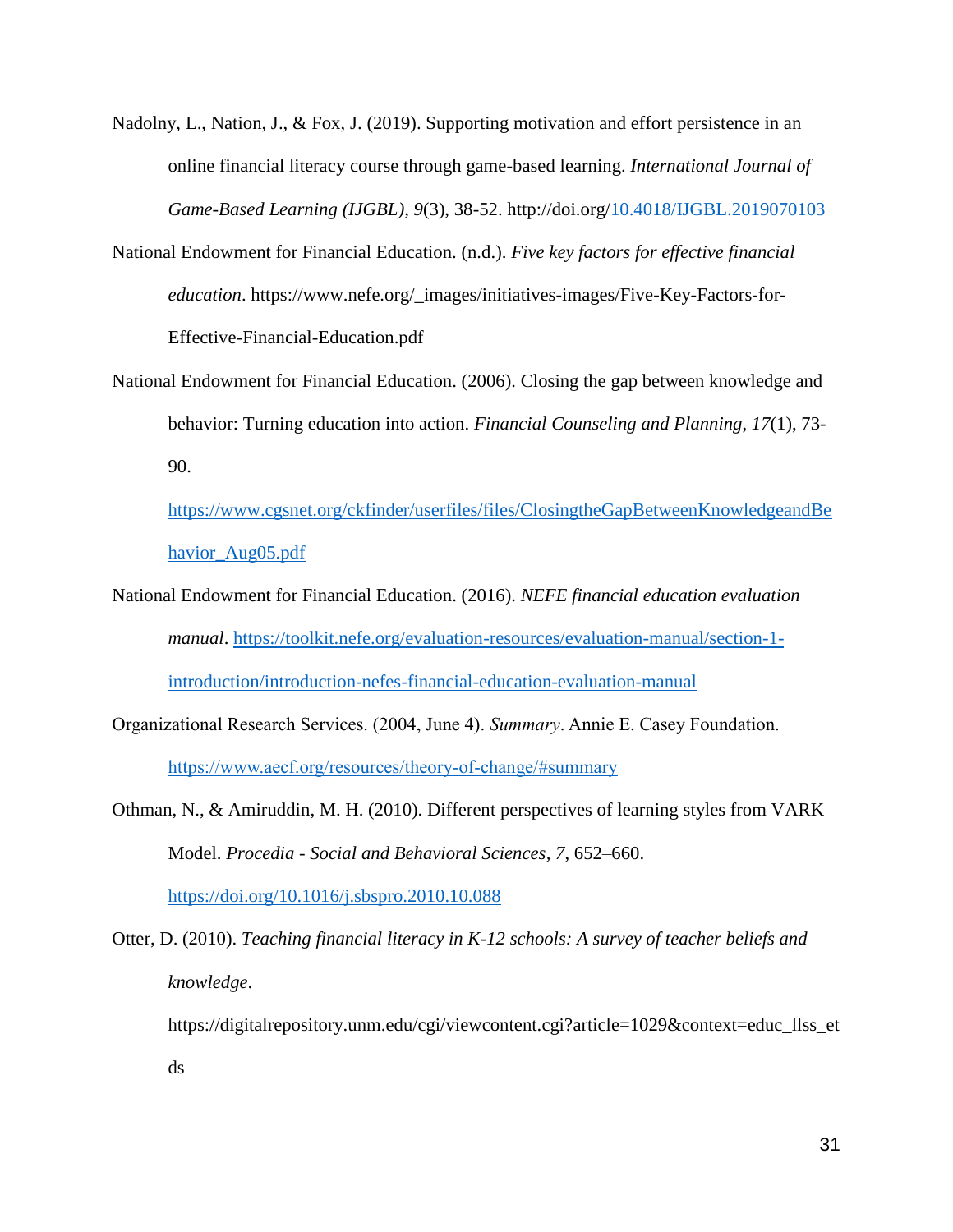Nadolny, L., Nation, J., & Fox, J. (2019). Supporting motivation and effort persistence in an online financial literacy course through game-based learning. *International Journal of Game-Based Learning (IJGBL)*, *9*(3), 38-52. http://doi.org/10.4018/IJGBL.2019070103

National Endowment for Financial Education. (n.d.). *Five key factors for effective financial education*. https://www.nefe.org/_images/initiatives-images/Five-Key-Factors-for-Effective-Financial-Education.pdf

National Endowment for Financial Education. (2006). Closing the gap between knowledge and behavior: Turning education into action. *Financial Counseling and Planning*, *17*(1), 73-90. https://www.cgsnet.org/ckfinder/userfiles/files/ClosingtheGapBetweenKnowledgeandBehavior_Aug05.pdf

National Endowment for Financial Education. (2016). *NEFE financial education evaluation manual*. https://toolkit.nefe.org/evaluation-resources/evaluation-manual/section-1-introduction/introduction-nefes-financial-education-evaluation-manual

Organizational Research Services. (2004, June 4). *Summary*. Annie E. Casey Foundation. https://www.aecf.org/resources/theory-of-change/#summary

Othman, N., & Amiruddin, M. H. (2010). Different perspectives of learning styles from VARK Model. *Procedia - Social and Behavioral Sciences*, *7*, 652–660. https://doi.org/10.1016/j.sbspro.2010.10.088

Otter, D. (2010). *Teaching financial literacy in K-12 schools: A survey of teacher beliefs and knowledge*. https://digitalrepository.unm.edu/cgi/viewcontent.cgi?article=1029&context=educ_llss_etds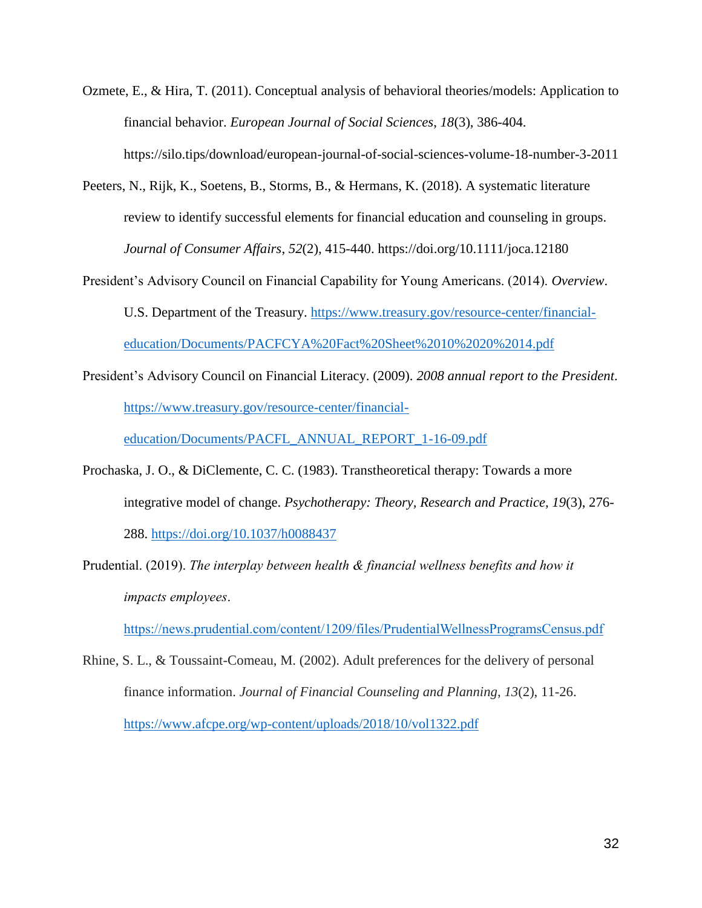Ozmete, E., & Hira, T. (2011). Conceptual analysis of behavioral theories/models: Application to financial behavior. *European Journal of Social Sciences*, *18*(3), 386-404. https://silo.tips/download/european-journal-of-social-sciences-volume-18-number-3-2011

Peeters, N., Rijk, K., Soetens, B., Storms, B., & Hermans, K. (2018). A systematic literature review to identify successful elements for financial education and counseling in groups. *Journal of Consumer Affairs*, *52*(2), 415-440. https://doi.org/10.1111/joca.12180

President's Advisory Council on Financial Capability for Young Americans. (2014). *Overview*. U.S. Department of the Treasury. https://www.treasury.gov/resource-center/financial-education/Documents/PACFCYA%20Fact%20Sheet%2010%2020%2014.pdf

President's Advisory Council on Financial Literacy. (2009). *2008 annual report to the President*. https://www.treasury.gov/resource-center/financial-education/Documents/PACFL_ANNUAL_REPORT_1-16-09.pdf

Prochaska, J. O., & DiClemente, C. C. (1983). Transtheoretical therapy: Towards a more integrative model of change. *Psychotherapy: Theory, Research and Practice, 19*(3), 276-288. https://doi.org/10.1037/h0088437

Prudential. (2019). *The interplay between health & financial wellness benefits and how it impacts employees*. https://news.prudential.com/content/1209/files/PrudentialWellnessProgramsCensus.pdf

Rhine, S. L., & Toussaint-Comeau, M. (2002). Adult preferences for the delivery of personal finance information. *Journal of Financial Counseling and Planning*, *13*(2), 11-26. https://www.afcpe.org/wp-content/uploads/2018/10/vol1322.pdf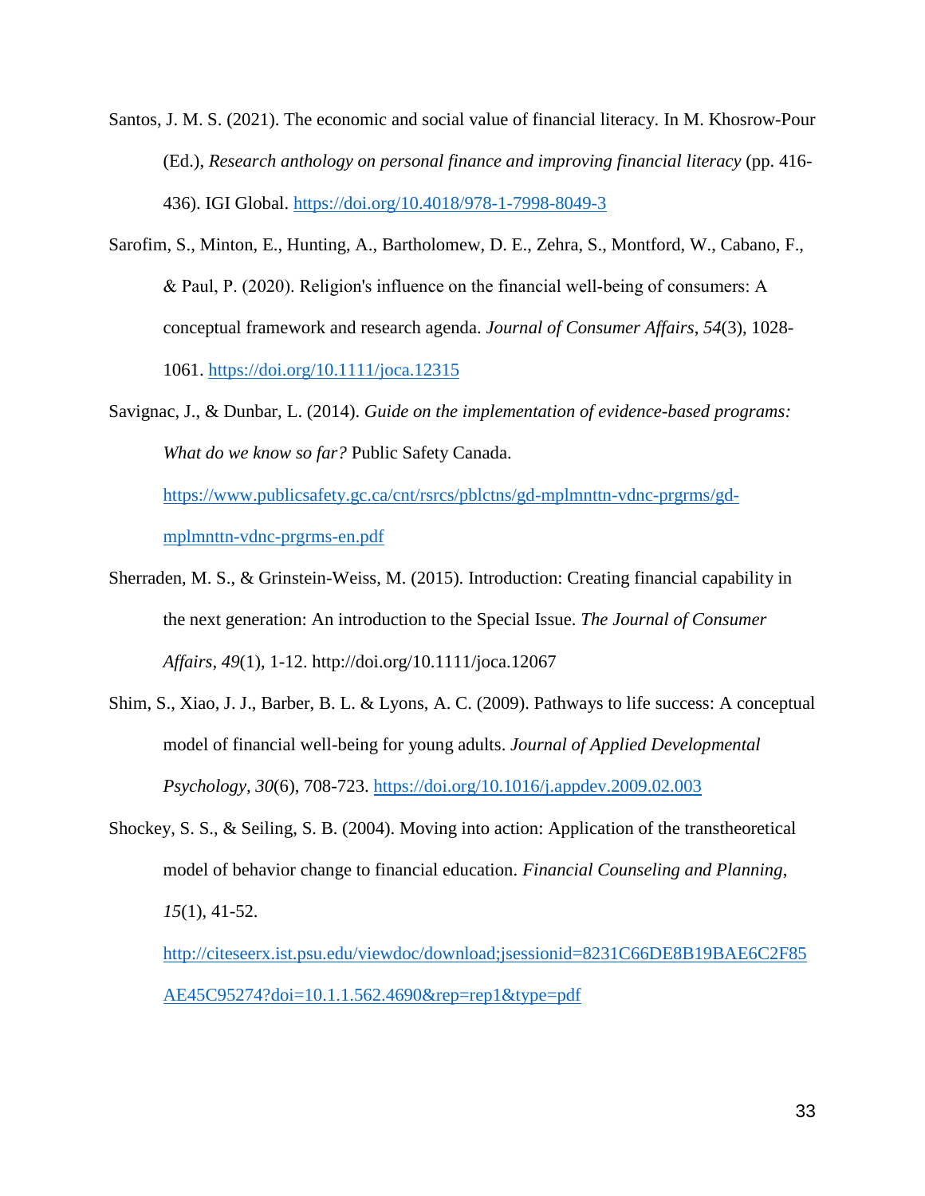Santos, J. M. S. (2021). The economic and social value of financial literacy. In M. Khosrow-Pour (Ed.), *Research anthology on personal finance and improving financial literacy* (pp. 416-436). IGI Global. https://doi.org/10.4018/978-1-7998-8049-3

Sarofim, S., Minton, E., Hunting, A., Bartholomew, D. E., Zehra, S., Montford, W., Cabano, F., & Paul, P. (2020). Religion's influence on the financial well-being of consumers: A conceptual framework and research agenda. *Journal of Consumer Affairs*, *54*(3), 1028-1061. https://doi.org/10.1111/joca.12315

Savignac, J., & Dunbar, L. (2014). *Guide on the implementation of evidence-based programs: What do we know so far?* Public Safety Canada. https://www.publicsafety.gc.ca/cnt/rsrcs/pblctns/gd-mplmnttn-vdnc-prgrms/gd-mplmnttn-vdnc-prgrms-en.pdf

Sherraden, M. S., & Grinstein-Weiss, M. (2015). Introduction: Creating financial capability in the next generation: An introduction to the Special Issue. *The Journal of Consumer Affairs*, *49*(1), 1-12. http://doi.org/10.1111/joca.12067

Shim, S., Xiao, J. J., Barber, B. L. & Lyons, A. C. (2009). Pathways to life success: A conceptual model of financial well-being for young adults. *Journal of Applied Developmental Psychology*, *30*(6), 708-723. https://doi.org/10.1016/j.appdev.2009.02.003

Shockey, S. S., & Seiling, S. B. (2004). Moving into action: Application of the transtheoretical model of behavior change to financial education. *Financial Counseling and Planning*, *15*(1), 41-52. http://citeseerx.ist.psu.edu/viewdoc/download;jsessionid=8231C66DE8B19BAE6C2F85AE45C95274?doi=10.1.1.562.4690&rep=rep1&type=pdf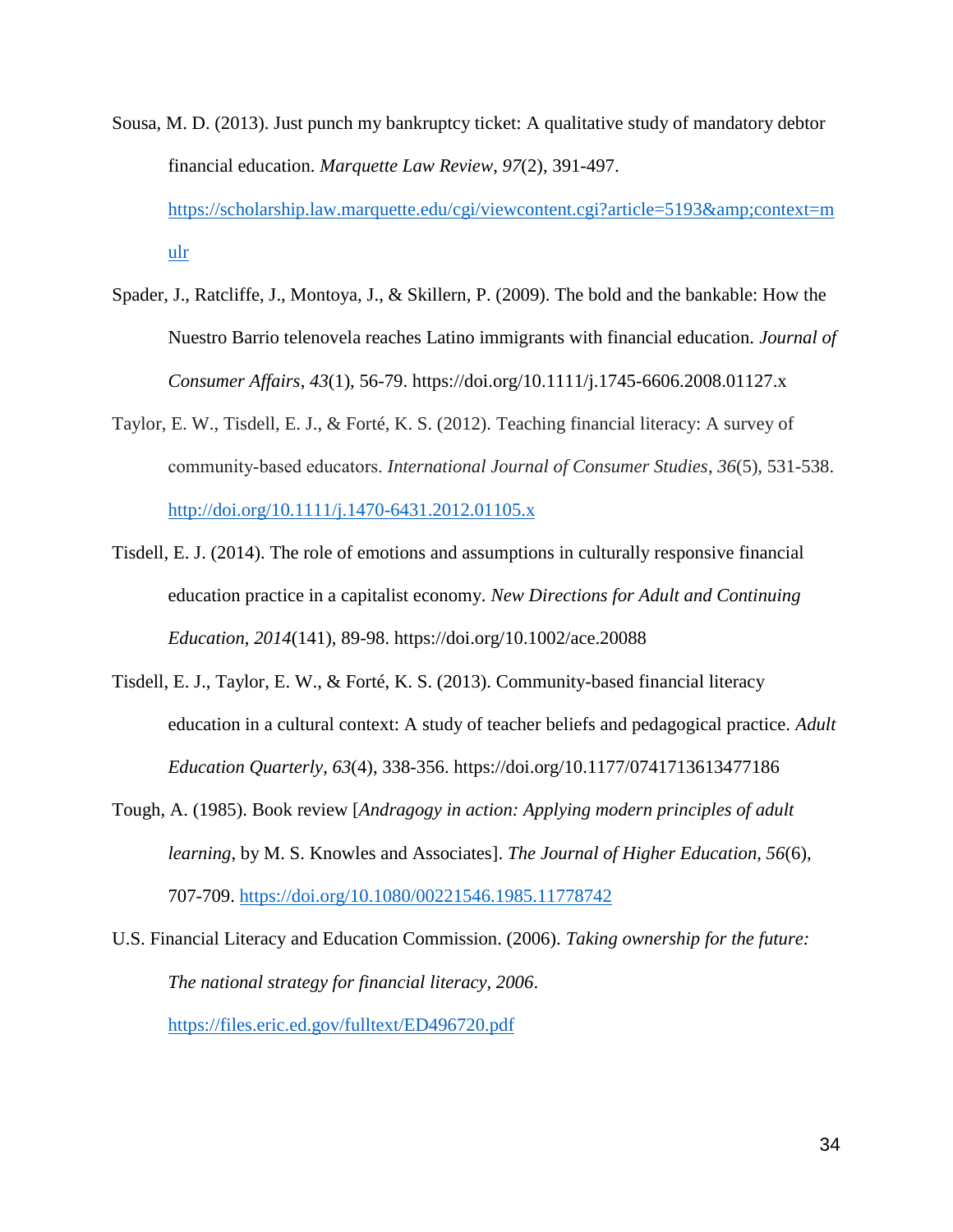Sousa, M. D. (2013). Just punch my bankruptcy ticket: A qualitative study of mandatory debtor financial education. *Marquette Law Review*, *97*(2), 391-497. https://scholarship.law.marquette.edu/cgi/viewcontent.cgi?article=5193&amp;context=mulr

Spader, J., Ratcliffe, J., Montoya, J., & Skillern, P. (2009). The bold and the bankable: How the Nuestro Barrio telenovela reaches Latino immigrants with financial education. *Journal of Consumer Affairs*, *43*(1), 56-79. https://doi.org/10.1111/j.1745-6606.2008.01127.x

Taylor, E. W., Tisdell, E. J., & Forté, K. S. (2012). Teaching financial literacy: A survey of community-based educators. *International Journal of Consumer Studies*, *36*(5), 531-538. http://doi.org/10.1111/j.1470-6431.2012.01105.x

Tisdell, E. J. (2014). The role of emotions and assumptions in culturally responsive financial education practice in a capitalist economy. *New Directions for Adult and Continuing Education*, *2014*(141), 89-98. https://doi.org/10.1002/ace.20088

Tisdell, E. J., Taylor, E. W., & Forté, K. S. (2013). Community-based financial literacy education in a cultural context: A study of teacher beliefs and pedagogical practice. *Adult Education Quarterly*, *63*(4), 338-356. https://doi.org/10.1177/0741713613477186

Tough, A. (1985). Book review [*Andragogy in action: Applying modern principles of adult learning*, by M. S. Knowles and Associates]. *The Journal of Higher Education*, *56*(6), 707-709. https://doi.org/10.1080/00221546.1985.11778742

U.S. Financial Literacy and Education Commission. (2006). *Taking ownership for the future: The national strategy for financial literacy, 2006*. https://files.eric.ed.gov/fulltext/ED496720.pdf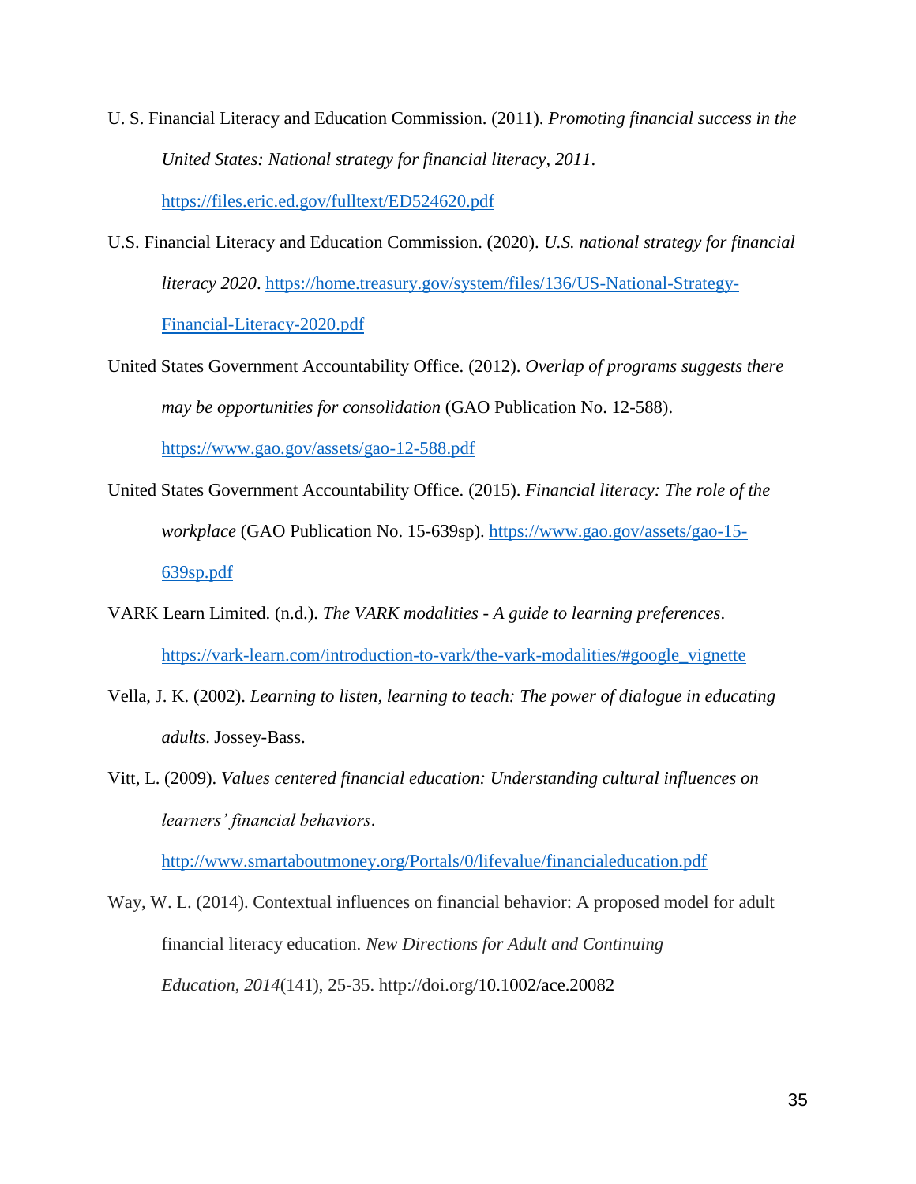U. S. Financial Literacy and Education Commission. (2011). *Promoting financial success in the United States: National strategy for financial literacy, 2011*. https://files.eric.ed.gov/fulltext/ED524620.pdf

U.S. Financial Literacy and Education Commission. (2020). *U.S. national strategy for financial literacy 2020*. https://home.treasury.gov/system/files/136/US-National-Strategy-Financial-Literacy-2020.pdf

United States Government Accountability Office. (2012). *Overlap of programs suggests there may be opportunities for consolidation* (GAO Publication No. 12-588). https://www.gao.gov/assets/gao-12-588.pdf

United States Government Accountability Office. (2015). *Financial literacy: The role of the workplace* (GAO Publication No. 15-639sp). https://www.gao.gov/assets/gao-15-639sp.pdf

VARK Learn Limited. (n.d.). *The VARK modalities - A guide to learning preferences*. https://vark-learn.com/introduction-to-vark/the-vark-modalities/#google_vignette

Vella, J. K. (2002). *Learning to listen, learning to teach: The power of dialogue in educating adults*. Jossey-Bass.

Vitt, L. (2009). *Values centered financial education: Understanding cultural influences on learners' financial behaviors*. http://www.smartaboutmoney.org/Portals/0/lifevalue/financialeducation.pdf

Way, W. L. (2014). Contextual influences on financial behavior: A proposed model for adult financial literacy education. *New Directions for Adult and Continuing Education*, *2014*(141), 25-35. http://doi.org/10.1002/ace.20082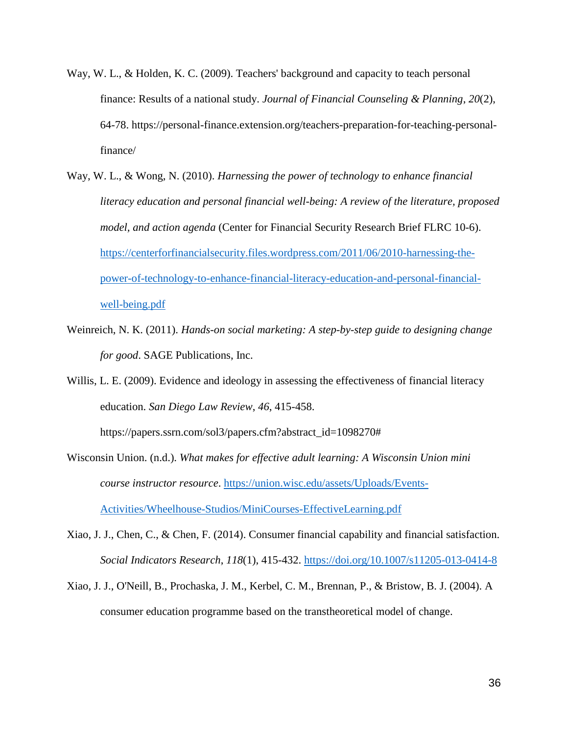Way, W. L., & Holden, K. C. (2009). Teachers' background and capacity to teach personal finance: Results of a national study. *Journal of Financial Counseling & Planning*, *20*(2), 64-78. https://personal-finance.extension.org/teachers-preparation-for-teaching-personal-finance/

Way, W. L., & Wong, N. (2010). *Harnessing the power of technology to enhance financial literacy education and personal financial well-being: A review of the literature, proposed model, and action agenda* (Center for Financial Security Research Brief FLRC 10-6). https://centerforfinancialsecurity.files.wordpress.com/2011/06/2010-harnessing-the-power-of-technology-to-enhance-financial-literacy-education-and-personal-financial-well-being.pdf

Weinreich, N. K. (2011). *Hands-on social marketing: A step-by-step guide to designing change for good*. SAGE Publications, Inc.

Willis, L. E. (2009). Evidence and ideology in assessing the effectiveness of financial literacy education. *San Diego Law Review, 46*, 415-458. https://papers.ssrn.com/sol3/papers.cfm?abstract_id=1098270#

Wisconsin Union. (n.d.). *What makes for effective adult learning: A Wisconsin Union mini course instructor resource*. https://union.wisc.edu/assets/Uploads/Events-Activities/Wheelhouse-Studios/MiniCourses-EffectiveLearning.pdf

Xiao, J. J., Chen, C., & Chen, F. (2014). Consumer financial capability and financial satisfaction. *Social Indicators Research*, *118*(1), 415-432. https://doi.org/10.1007/s11205-013-0414-8

Xiao, J. J., O'Neill, B., Prochaska, J. M., Kerbel, C. M., Brennan, P., & Bristow, B. J. (2004). A consumer education programme based on the transtheoretical model of change.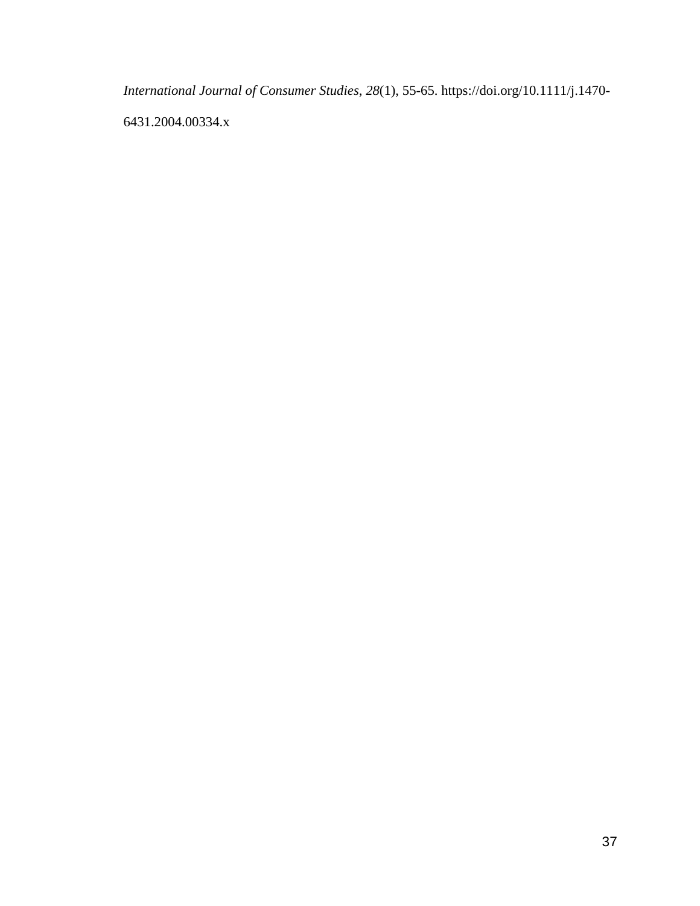*International Journal of Consumer Studies*, *28*(1), 55-65. https://doi.org/10.1111/j.1470-6431.2004.00334.x